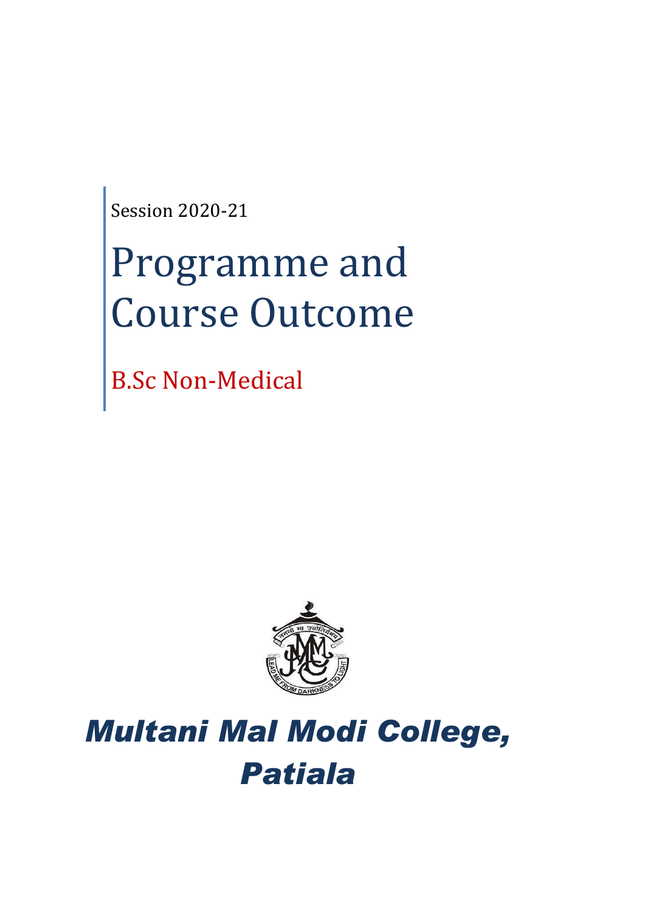Session 2020-21

# Programme and Course Outcome

## B.Sc Non-Medical

# *Multani Mal Modi College, Patiala*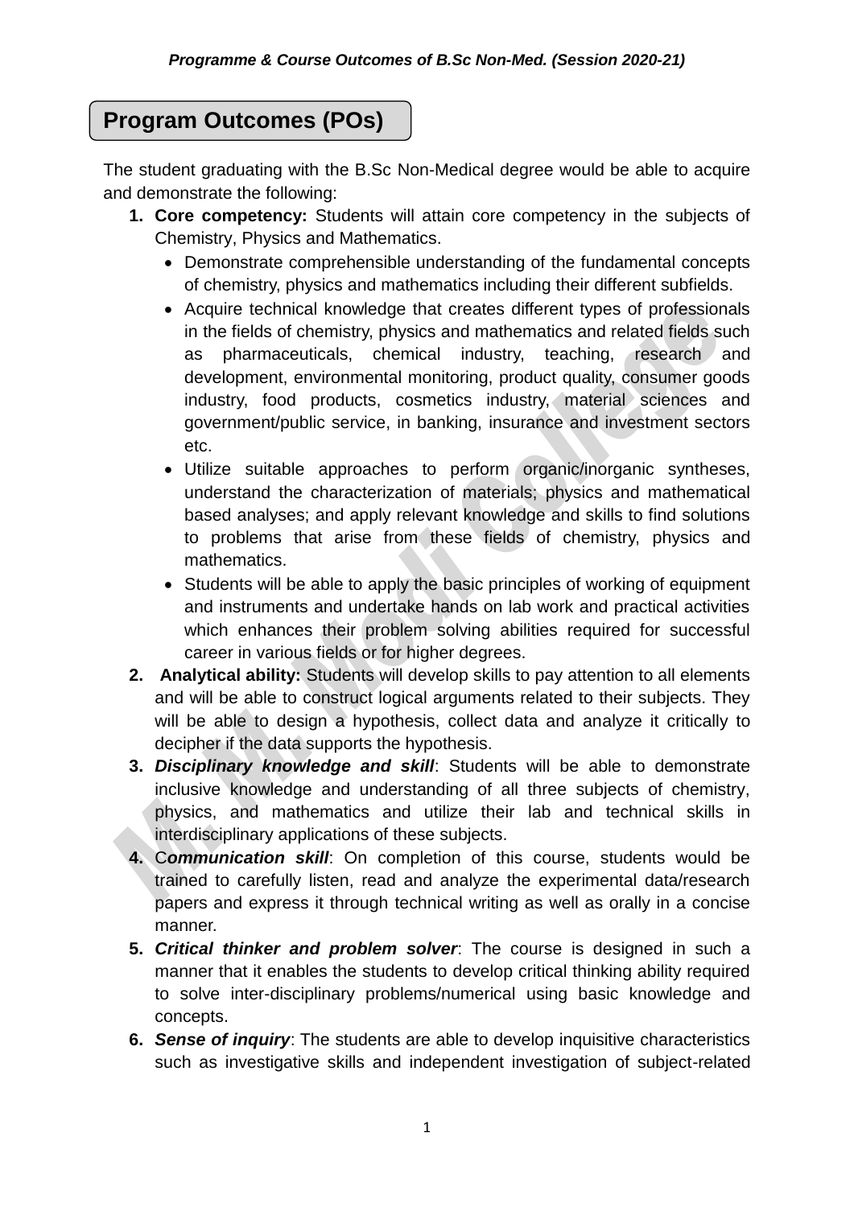## Program Outcomes (POs)

The student graduating with the B.Sc Non-Medical degree would be able to acquire and demonstrate the following:

1. **Core competency:** Students will attain core competency in the subjects of Chemistry, Physics and Mathematics.
   - Demonstrate comprehensible understanding of the fundamental concepts of chemistry, physics and mathematics including their different subfields.
   - Acquire technical knowledge that creates different types of professionals in the fields of chemistry, physics and mathematics and related fields such as pharmaceuticals, chemical industry, teaching, research and development, environmental monitoring, product quality, consumer goods industry, food products, cosmetics industry, material sciences and government/public service, in banking, insurance and investment sectors etc.
   - Utilize suitable approaches to perform organic/inorganic syntheses, understand the characterization of materials; physics and mathematical based analyses; and apply relevant knowledge and skills to find solutions to problems that arise from these fields of chemistry, physics and mathematics.
   - Students will be able to apply the basic principles of working of equipment and instruments and undertake hands on lab work and practical activities which enhances their problem solving abilities required for successful career in various fields or for higher degrees.
2. **Analytical ability:** Students will develop skills to pay attention to all elements and will be able to construct logical arguments related to their subjects. They will be able to design a hypothesis, collect data and analyze it critically to decipher if the data supports the hypothesis.
3. ***Disciplinary knowledge and skill***: Students will be able to demonstrate inclusive knowledge and understanding of all three subjects of chemistry, physics, and mathematics and utilize their lab and technical skills in interdisciplinary applications of these subjects.
4. C***ommunication skill***: On completion of this course, students would be trained to carefully listen, read and analyze the experimental data/research papers and express it through technical writing as well as orally in a concise manner.
5. ***Critical thinker and problem solver***: The course is designed in such a manner that it enables the students to develop critical thinking ability required to solve inter-disciplinary problems/numerical using basic knowledge and concepts.
6. ***Sense of inquiry***: The students are able to develop inquisitive characteristics such as investigative skills and independent investigation of subject-related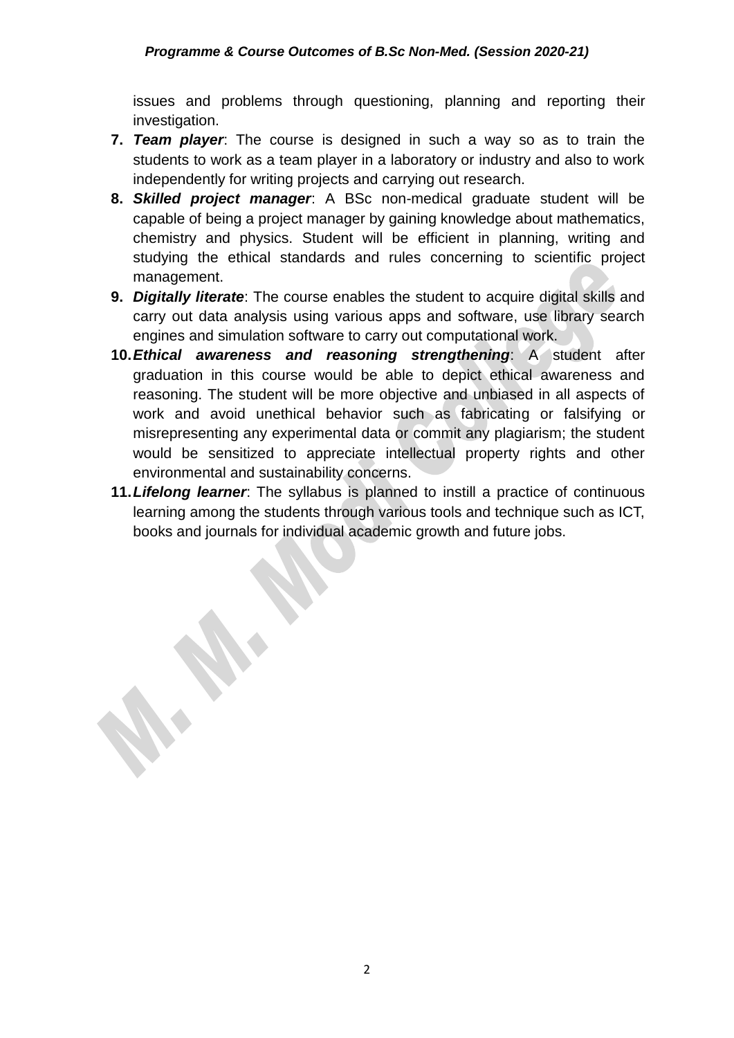issues and problems through questioning, planning and reporting their investigation.

7. ***Team player***: The course is designed in such a way so as to train the students to work as a team player in a laboratory or industry and also to work independently for writing projects and carrying out research.
8. ***Skilled project manager***: A BSc non-medical graduate student will be capable of being a project manager by gaining knowledge about mathematics, chemistry and physics. Student will be efficient in planning, writing and studying the ethical standards and rules concerning to scientific project management.
9. ***Digitally literate***: The course enables the student to acquire digital skills and carry out data analysis using various apps and software, use library search engines and simulation software to carry out computational work.
10. ***Ethical awareness and reasoning strengthening***: A student after graduation in this course would be able to depict ethical awareness and reasoning. The student will be more objective and unbiased in all aspects of work and avoid unethical behavior such as fabricating or falsifying or misrepresenting any experimental data or commit any plagiarism; the student would be sensitized to appreciate intellectual property rights and other environmental and sustainability concerns.
11. ***Lifelong learner***: The syllabus is planned to instill a practice of continuous learning among the students through various tools and technique such as ICT, books and journals for individual academic growth and future jobs.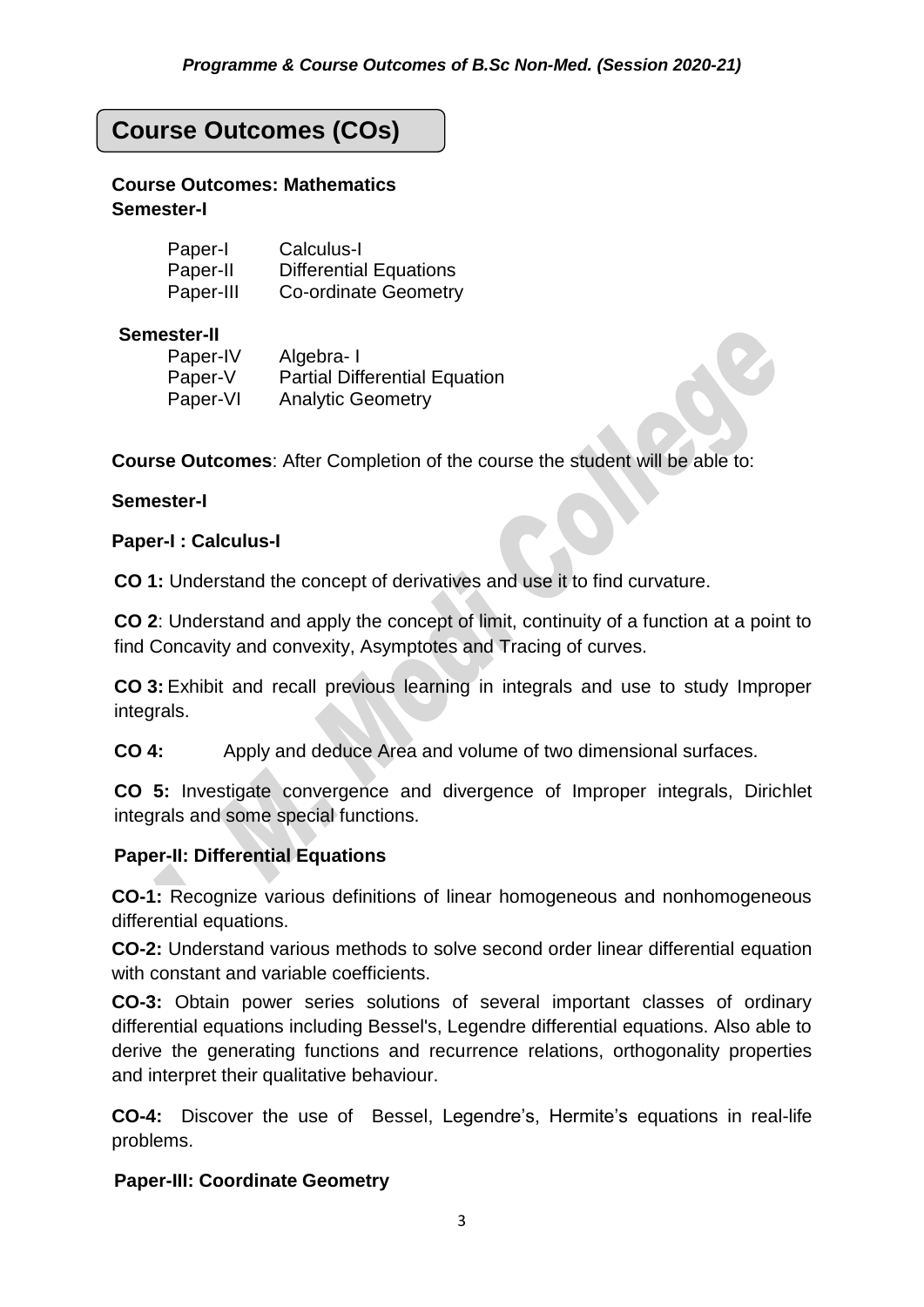# Course Outcomes (COs)

**Course Outcomes: Mathematics**
**Semester-I**

| | |
|---|---|
| Paper-I | Calculus-I |
| Paper-II | Differential Equations |
| Paper-III | Co-ordinate Geometry |

**Semester-II**

| | |
|---|---|
| Paper-IV | Algebra- I |
| Paper-V | Partial Differential Equation |
| Paper-VI | Analytic Geometry |

**Course Outcomes**: After Completion of the course the student will be able to:

**Semester-I**

**Paper-I : Calculus-I**

**CO 1:** Understand the concept of derivatives and use it to find curvature.

**CO 2**: Understand and apply the concept of limit, continuity of a function at a point to find Concavity and convexity, Asymptotes and Tracing of curves.

**CO 3:** Exhibit and recall previous learning in integrals and use to study Improper integrals.

**CO 4:** Apply and deduce Area and volume of two dimensional surfaces.

**CO 5:** Investigate convergence and divergence of Improper integrals, Dirichlet integrals and some special functions.

**Paper-II: Differential Equations**

**CO-1:** Recognize various definitions of linear homogeneous and nonhomogeneous differential equations.

**CO-2:** Understand various methods to solve second order linear differential equation with constant and variable coefficients.

**CO-3:** Obtain power series solutions of several important classes of ordinary differential equations including Bessel's, Legendre differential equations. Also able to derive the generating functions and recurrence relations, orthogonality properties and interpret their qualitative behaviour.

**CO-4:** Discover the use of Bessel, Legendre's, Hermite's equations in real-life problems.

**Paper-III: Coordinate Geometry**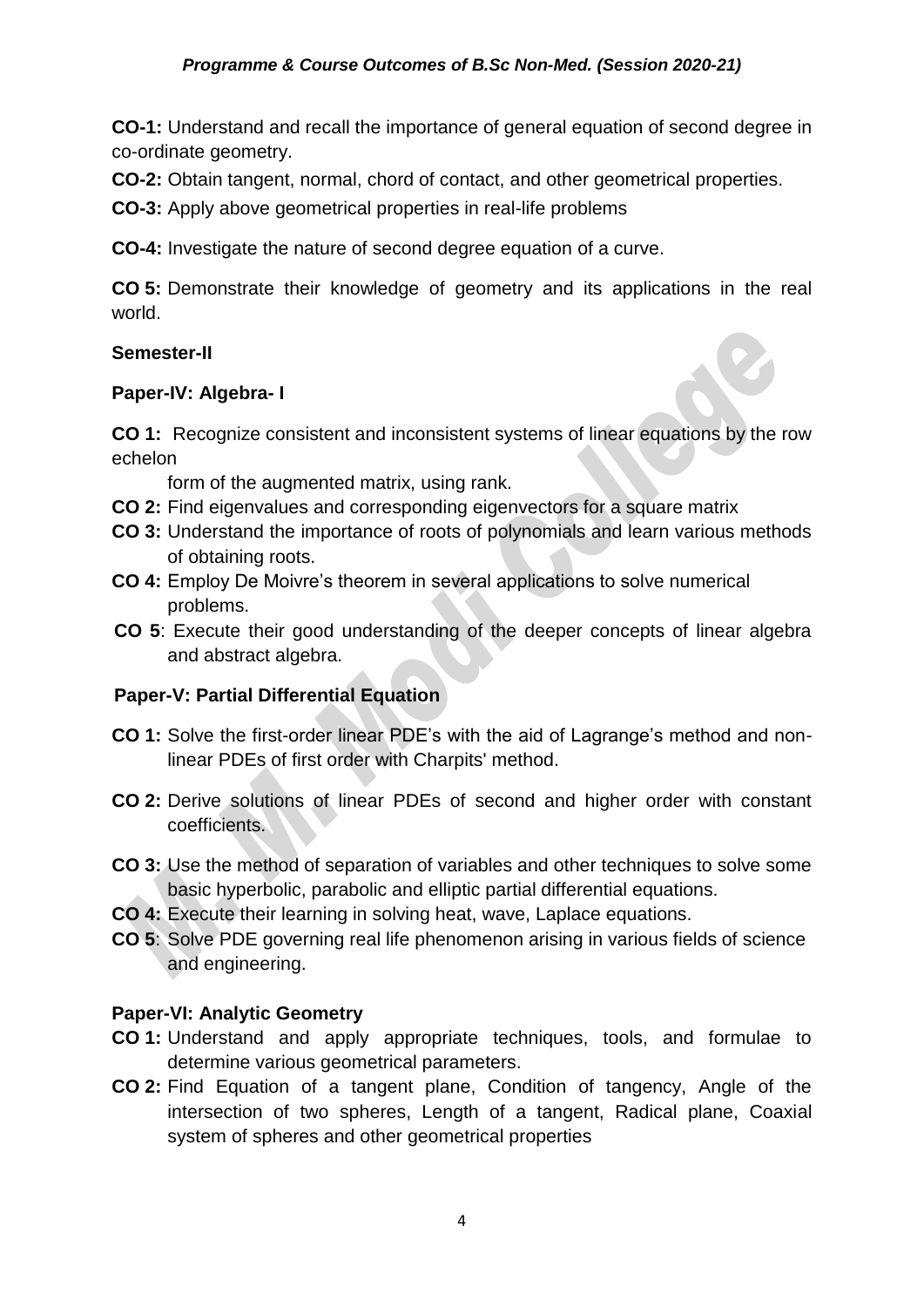**CO-1:** Understand and recall the importance of general equation of second degree in co-ordinate geometry.

**CO-2:** Obtain tangent, normal, chord of contact, and other geometrical properties.

**CO-3:** Apply above geometrical properties in real-life problems

**CO-4:** Investigate the nature of second degree equation of a curve.

**CO 5:** Demonstrate their knowledge of geometry and its applications in the real world.

**Semester-II**

**Paper-IV: Algebra- I**

**CO 1:** Recognize consistent and inconsistent systems of linear equations by the row echelon form of the augmented matrix, using rank.

**CO 2:** Find eigenvalues and corresponding eigenvectors for a square matrix

**CO 3:** Understand the importance of roots of polynomials and learn various methods of obtaining roots.

**CO 4:** Employ De Moivre's theorem in several applications to solve numerical problems.

**CO 5**: Execute their good understanding of the deeper concepts of linear algebra and abstract algebra.

**Paper-V: Partial Differential Equation**

**CO 1:** Solve the first-order linear PDE's with the aid of Lagrange's method and non-linear PDEs of first order with Charpits' method.

**CO 2:** Derive solutions of linear PDEs of second and higher order with constant coefficients.

**CO 3:** Use the method of separation of variables and other techniques to solve some basic hyperbolic, parabolic and elliptic partial differential equations.

**CO 4:** Execute their learning in solving heat, wave, Laplace equations.

**CO 5**: Solve PDE governing real life phenomenon arising in various fields of science and engineering.

**Paper-VI: Analytic Geometry**

**CO 1:** Understand and apply appropriate techniques, tools, and formulae to determine various geometrical parameters.

**CO 2:** Find Equation of a tangent plane, Condition of tangency, Angle of the intersection of two spheres, Length of a tangent, Radical plane, Coaxial system of spheres and other geometrical properties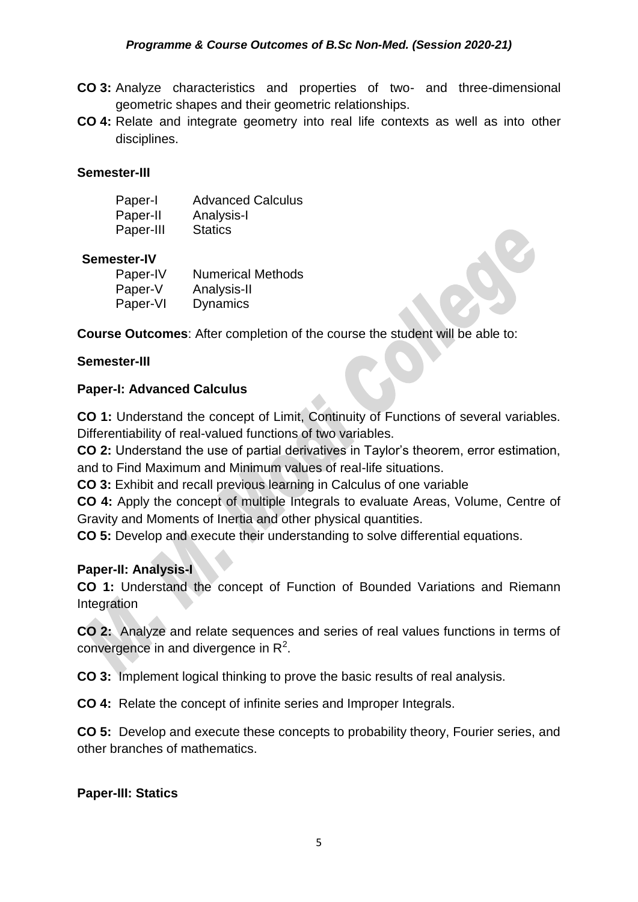**CO 3:** Analyze characteristics and properties of two- and three-dimensional geometric shapes and their geometric relationships.

**CO 4:** Relate and integrate geometry into real life contexts as well as into other disciplines.

**Semester-III**

| | |
|---|---|
| Paper-I | Advanced Calculus |
| Paper-II | Analysis-I |
| Paper-III | Statics |

**Semester-IV**

| | |
|---|---|
| Paper-IV | Numerical Methods |
| Paper-V | Analysis-II |
| Paper-VI | Dynamics |

**Course Outcomes**: After completion of the course the student will be able to:

**Semester-III**

**Paper-I: Advanced Calculus**

**CO 1:** Understand the concept of Limit, Continuity of Functions of several variables. Differentiability of real-valued functions of two variables.

**CO 2:** Understand the use of partial derivatives in Taylor's theorem, error estimation, and to Find Maximum and Minimum values of real-life situations.

**CO 3:** Exhibit and recall previous learning in Calculus of one variable

**CO 4:** Apply the concept of multiple Integrals to evaluate Areas, Volume, Centre of Gravity and Moments of Inertia and other physical quantities.

**CO 5:** Develop and execute their understanding to solve differential equations.

**Paper-II: Analysis-I**

**CO 1:** Understand the concept of Function of Bounded Variations and Riemann Integration

**CO 2:** Analyze and relate sequences and series of real values functions in terms of convergence in and divergence in $R^2$.

**CO 3:** Implement logical thinking to prove the basic results of real analysis.

**CO 4:** Relate the concept of infinite series and Improper Integrals.

**CO 5:** Develop and execute these concepts to probability theory, Fourier series, and other branches of mathematics.

**Paper-III: Statics**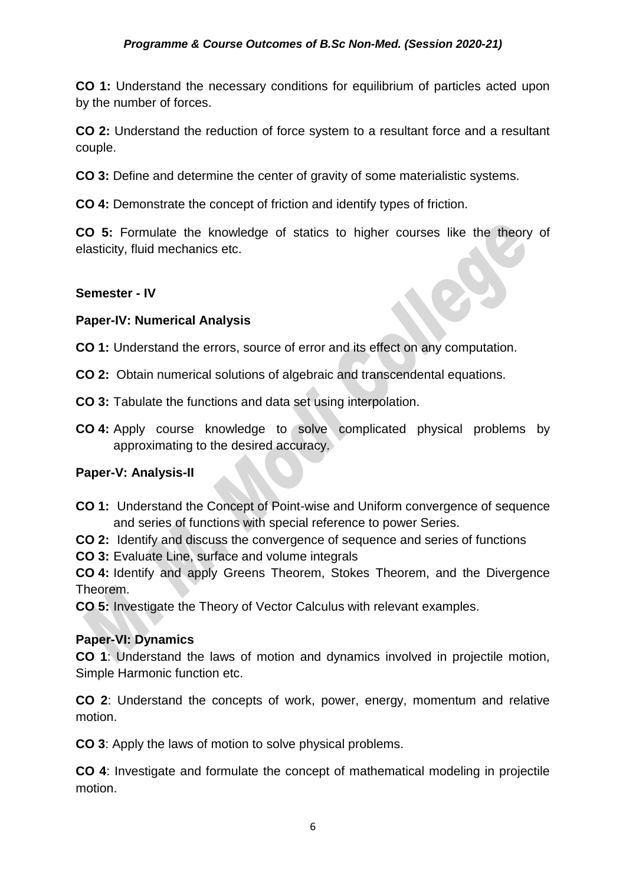**CO 1:** Understand the necessary conditions for equilibrium of particles acted upon by the number of forces.

**CO 2:** Understand the reduction of force system to a resultant force and a resultant couple.

**CO 3:** Define and determine the center of gravity of some materialistic systems.

**CO 4:** Demonstrate the concept of friction and identify types of friction.

**CO 5:** Formulate the knowledge of statics to higher courses like the theory of elasticity, fluid mechanics etc.

**Semester - IV**

**Paper-IV: Numerical Analysis**

**CO 1:** Understand the errors, source of error and its effect on any computation.

**CO 2:** Obtain numerical solutions of algebraic and transcendental equations.

**CO 3:** Tabulate the functions and data set using interpolation.

**CO 4:** Apply course knowledge to solve complicated physical problems by approximating to the desired accuracy.

**Paper-V: Analysis-II**

**CO 1:** Understand the Concept of Point-wise and Uniform convergence of sequence and series of functions with special reference to power Series.

**CO 2:** Identify and discuss the convergence of sequence and series of functions

**CO 3:** Evaluate Line, surface and volume integrals

**CO 4:** Identify and apply Greens Theorem, Stokes Theorem, and the Divergence Theorem.

**CO 5:** Investigate the Theory of Vector Calculus with relevant examples.

**Paper-VI: Dynamics**

**CO 1**: Understand the laws of motion and dynamics involved in projectile motion, Simple Harmonic function etc.

**CO 2**: Understand the concepts of work, power, energy, momentum and relative motion.

**CO 3**: Apply the laws of motion to solve physical problems.

**CO 4**: Investigate and formulate the concept of mathematical modeling in projectile motion.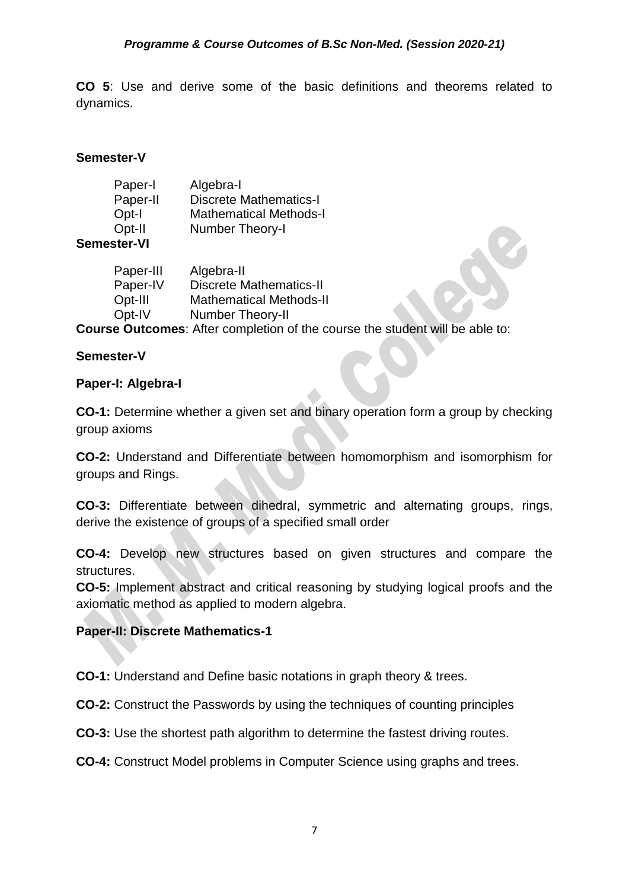**CO 5**: Use and derive some of the basic definitions and theorems related to dynamics.

**Semester-V**

| | |
|---|---|
| Paper-I | Algebra-I |
| Paper-II | Discrete Mathematics-I |
| Opt-I | Mathematical Methods-I |
| Opt-II | Number Theory-I |

**Semester-VI**

| | |
|---|---|
| Paper-III | Algebra-II |
| Paper-IV | Discrete Mathematics-II |
| Opt-III | Mathematical Methods-II |
| Opt-IV | Number Theory-II |

**Course Outcomes**: After completion of the course the student will be able to:

**Semester-V**

**Paper-I: Algebra-I**

**CO-1:** Determine whether a given set and binary operation form a group by checking group axioms

**CO-2:** Understand and Differentiate between homomorphism and isomorphism for groups and Rings.

**CO-3:** Differentiate between dihedral, symmetric and alternating groups, rings, derive the existence of groups of a specified small order

**CO-4:** Develop new structures based on given structures and compare the structures.

**CO-5:** Implement abstract and critical reasoning by studying logical proofs and the axiomatic method as applied to modern algebra.

**Paper-II: Discrete Mathematics-1**

**CO-1:** Understand and Define basic notations in graph theory & trees.

**CO-2:** Construct the Passwords by using the techniques of counting principles

**CO-3:** Use the shortest path algorithm to determine the fastest driving routes.

**CO-4:** Construct Model problems in Computer Science using graphs and trees.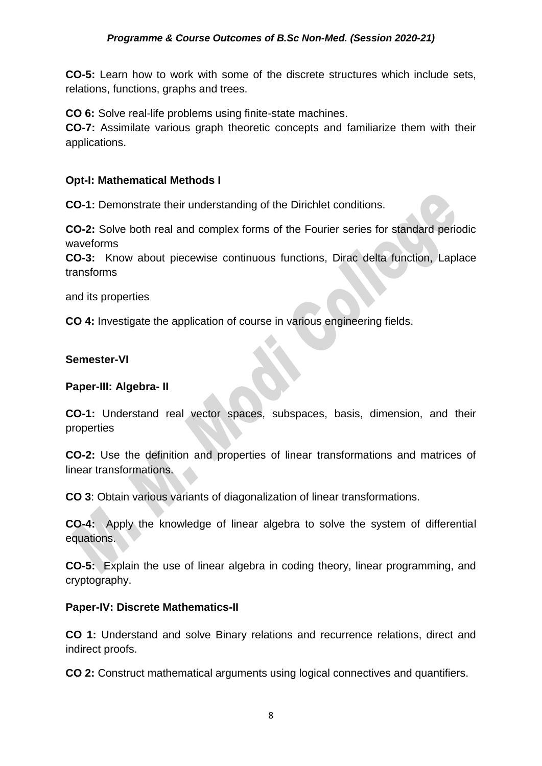**CO-5:** Learn how to work with some of the discrete structures which include sets, relations, functions, graphs and trees.

**CO 6:** Solve real-life problems using finite-state machines.

**CO-7:** Assimilate various graph theoretic concepts and familiarize them with their applications.

**Opt-I: Mathematical Methods I**

**CO-1:** Demonstrate their understanding of the Dirichlet conditions.

**CO-2:** Solve both real and complex forms of the Fourier series for standard periodic waveforms

**CO-3:** Know about piecewise continuous functions, Dirac delta function, Laplace transforms

and its properties

**CO 4:** Investigate the application of course in various engineering fields.

**Semester-VI**

**Paper-III: Algebra- II**

**CO-1:** Understand real vector spaces, subspaces, basis, dimension, and their properties

**CO-2:** Use the definition and properties of linear transformations and matrices of linear transformations.

**CO 3**: Obtain various variants of diagonalization of linear transformations.

**CO-4:** Apply the knowledge of linear algebra to solve the system of differential equations.

**CO-5:** Explain the use of linear algebra in coding theory, linear programming, and cryptography.

**Paper-IV: Discrete Mathematics-II**

**CO 1:** Understand and solve Binary relations and recurrence relations, direct and indirect proofs.

**CO 2:** Construct mathematical arguments using logical connectives and quantifiers.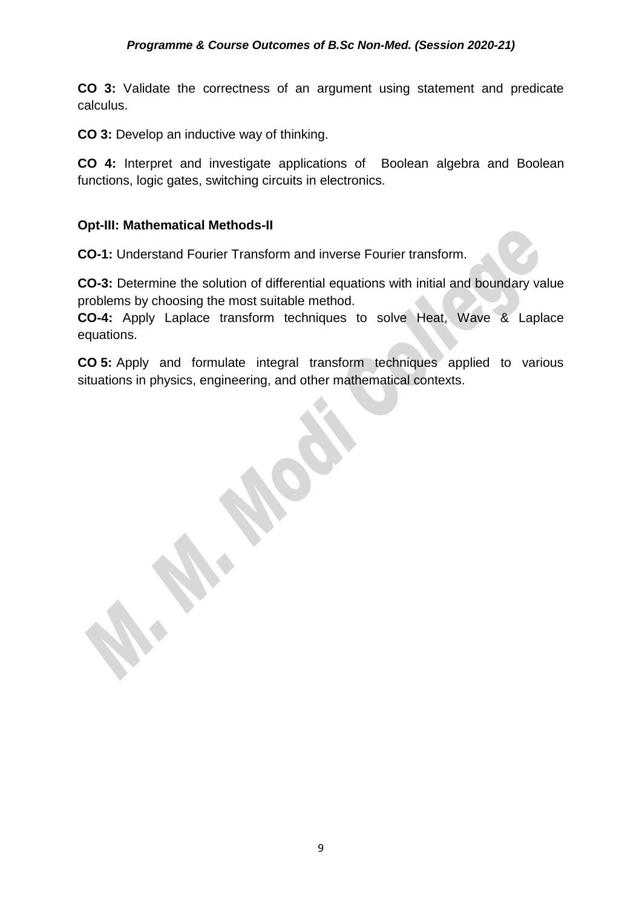**CO 3:** Validate the correctness of an argument using statement and predicate calculus.

**CO 3:** Develop an inductive way of thinking.

**CO 4:** Interpret and investigate applications of Boolean algebra and Boolean functions, logic gates, switching circuits in electronics.

**Opt-III: Mathematical Methods-II**

**CO-1:** Understand Fourier Transform and inverse Fourier transform.

**CO-3:** Determine the solution of differential equations with initial and boundary value problems by choosing the most suitable method.

**CO-4:** Apply Laplace transform techniques to solve Heat, Wave & Laplace equations.

**CO 5:** Apply and formulate integral transform techniques applied to various situations in physics, engineering, and other mathematical contexts.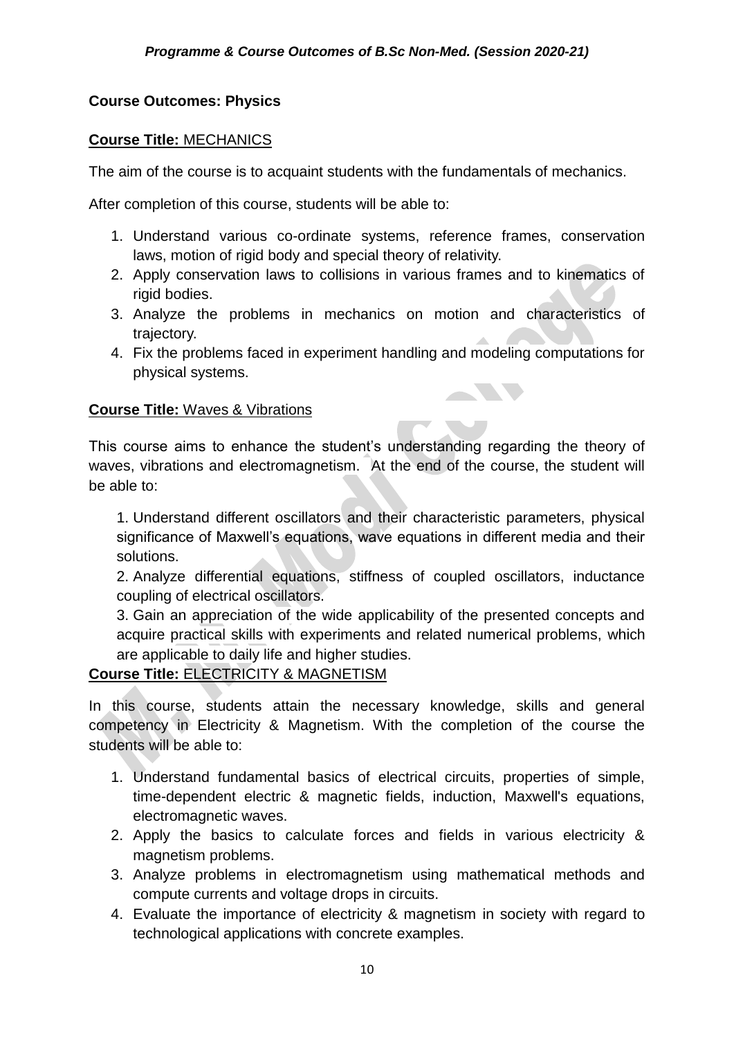## Course Outcomes: Physics

**Course Title:** MECHANICS

The aim of the course is to acquaint students with the fundamentals of mechanics.

After completion of this course, students will be able to:

1. Understand various co-ordinate systems, reference frames, conservation laws, motion of rigid body and special theory of relativity.
2. Apply conservation laws to collisions in various frames and to kinematics of rigid bodies.
3. Analyze the problems in mechanics on motion and characteristics of trajectory.
4. Fix the problems faced in experiment handling and modeling computations for physical systems.

**Course Title:** Waves & Vibrations

This course aims to enhance the student's understanding regarding the theory of waves, vibrations and electromagnetism. At the end of the course, the student will be able to:

1. Understand different oscillators and their characteristic parameters, physical significance of Maxwell's equations, wave equations in different media and their solutions.
2. Analyze differential equations, stiffness of coupled oscillators, inductance coupling of electrical oscillators.
3. Gain an appreciation of the wide applicability of the presented concepts and acquire practical skills with experiments and related numerical problems, which are applicable to daily life and higher studies.

**Course Title:** ELECTRICITY & MAGNETISM

In this course, students attain the necessary knowledge, skills and general competency in Electricity & Magnetism. With the completion of the course the students will be able to:

1. Understand fundamental basics of electrical circuits, properties of simple, time-dependent electric & magnetic fields, induction, Maxwell's equations, electromagnetic waves.
2. Apply the basics to calculate forces and fields in various electricity & magnetism problems.
3. Analyze problems in electromagnetism using mathematical methods and compute currents and voltage drops in circuits.
4. Evaluate the importance of electricity & magnetism in society with regard to technological applications with concrete examples.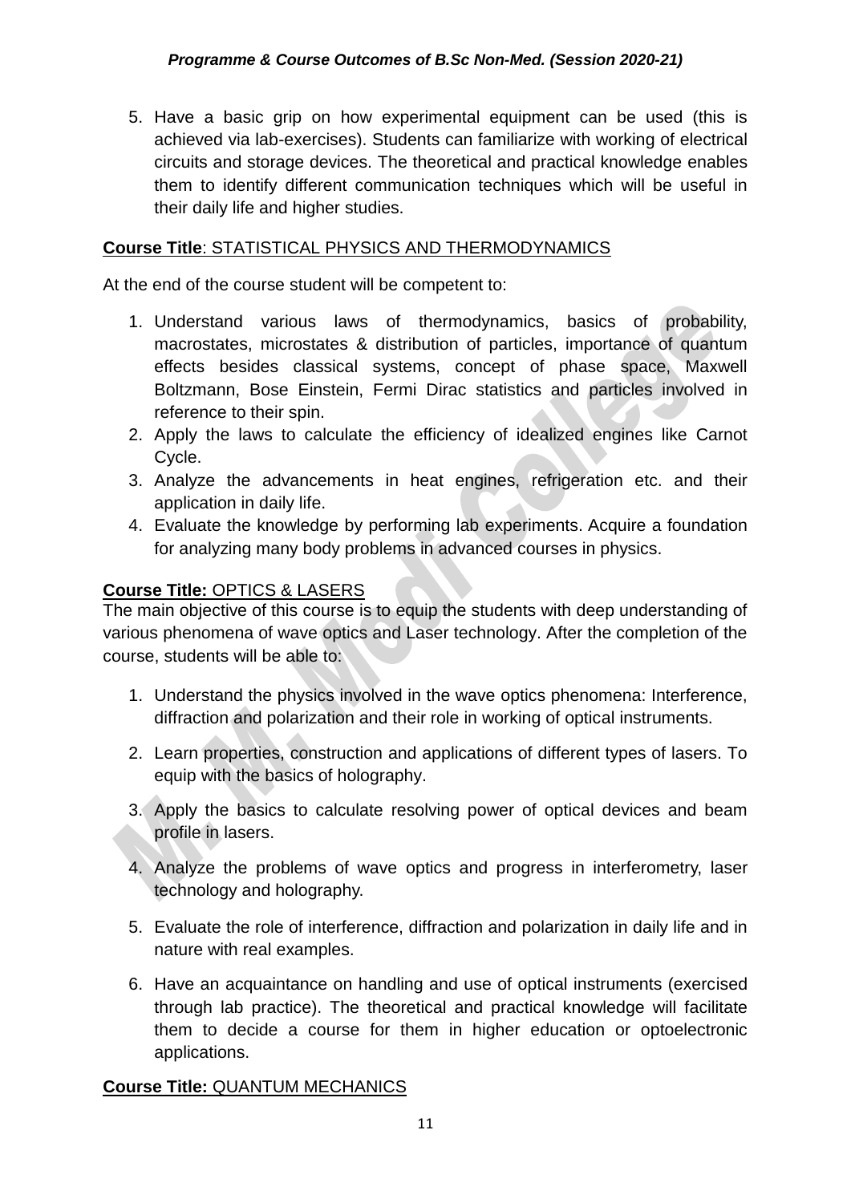5. Have a basic grip on how experimental equipment can be used (this is achieved via lab-exercises). Students can familiarize with working of electrical circuits and storage devices. The theoretical and practical knowledge enables them to identify different communication techniques which will be useful in their daily life and higher studies.

**Course Title**: STATISTICAL PHYSICS AND THERMODYNAMICS

At the end of the course student will be competent to:

1. Understand various laws of thermodynamics, basics of probability, macrostates, microstates & distribution of particles, importance of quantum effects besides classical systems, concept of phase space, Maxwell Boltzmann, Bose Einstein, Fermi Dirac statistics and particles involved in reference to their spin.
2. Apply the laws to calculate the efficiency of idealized engines like Carnot Cycle.
3. Analyze the advancements in heat engines, refrigeration etc. and their application in daily life.
4. Evaluate the knowledge by performing lab experiments. Acquire a foundation for analyzing many body problems in advanced courses in physics.

**Course Title:** OPTICS & LASERS

The main objective of this course is to equip the students with deep understanding of various phenomena of wave optics and Laser technology. After the completion of the course, students will be able to:

1. Understand the physics involved in the wave optics phenomena: Interference, diffraction and polarization and their role in working of optical instruments.

2. Learn properties, construction and applications of different types of lasers. To equip with the basics of holography.

3. Apply the basics to calculate resolving power of optical devices and beam profile in lasers.

4. Analyze the problems of wave optics and progress in interferometry, laser technology and holography.

5. Evaluate the role of interference, diffraction and polarization in daily life and in nature with real examples.

6. Have an acquaintance on handling and use of optical instruments (exercised through lab practice). The theoretical and practical knowledge will facilitate them to decide a course for them in higher education or optoelectronic applications.

**Course Title:** QUANTUM MECHANICS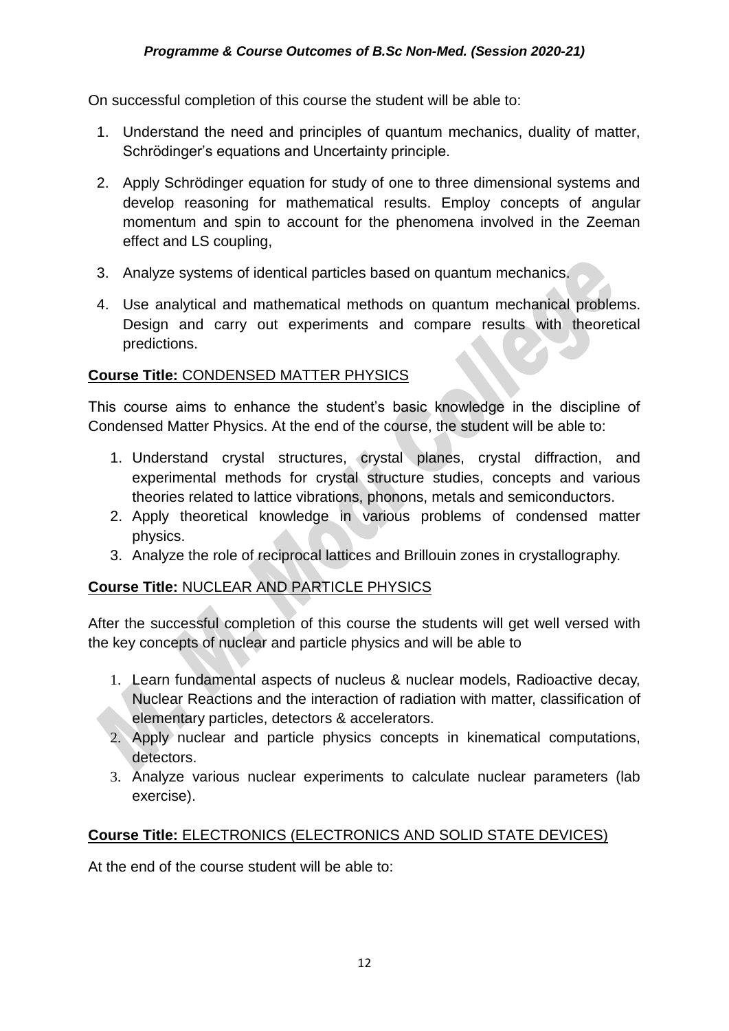On successful completion of this course the student will be able to:

1. Understand the need and principles of quantum mechanics, duality of matter, Schrödinger's equations and Uncertainty principle.
2. Apply Schrödinger equation for study of one to three dimensional systems and develop reasoning for mathematical results. Employ concepts of angular momentum and spin to account for the phenomena involved in the Zeeman effect and LS coupling,
3. Analyze systems of identical particles based on quantum mechanics.
4. Use analytical and mathematical methods on quantum mechanical problems. Design and carry out experiments and compare results with theoretical predictions.

**Course Title:** CONDENSED MATTER PHYSICS

This course aims to enhance the student's basic knowledge in the discipline of Condensed Matter Physics. At the end of the course, the student will be able to:

1. Understand crystal structures, crystal planes, crystal diffraction, and experimental methods for crystal structure studies, concepts and various theories related to lattice vibrations, phonons, metals and semiconductors.
2. Apply theoretical knowledge in various problems of condensed matter physics.
3. Analyze the role of reciprocal lattices and Brillouin zones in crystallography.

**Course Title:** NUCLEAR AND PARTICLE PHYSICS

After the successful completion of this course the students will get well versed with the key concepts of nuclear and particle physics and will be able to

1. Learn fundamental aspects of nucleus & nuclear models, Radioactive decay, Nuclear Reactions and the interaction of radiation with matter, classification of elementary particles, detectors & accelerators.
2. Apply nuclear and particle physics concepts in kinematical computations, detectors.
3. Analyze various nuclear experiments to calculate nuclear parameters (lab exercise).

**Course Title:** ELECTRONICS (ELECTRONICS AND SOLID STATE DEVICES)

At the end of the course student will be able to: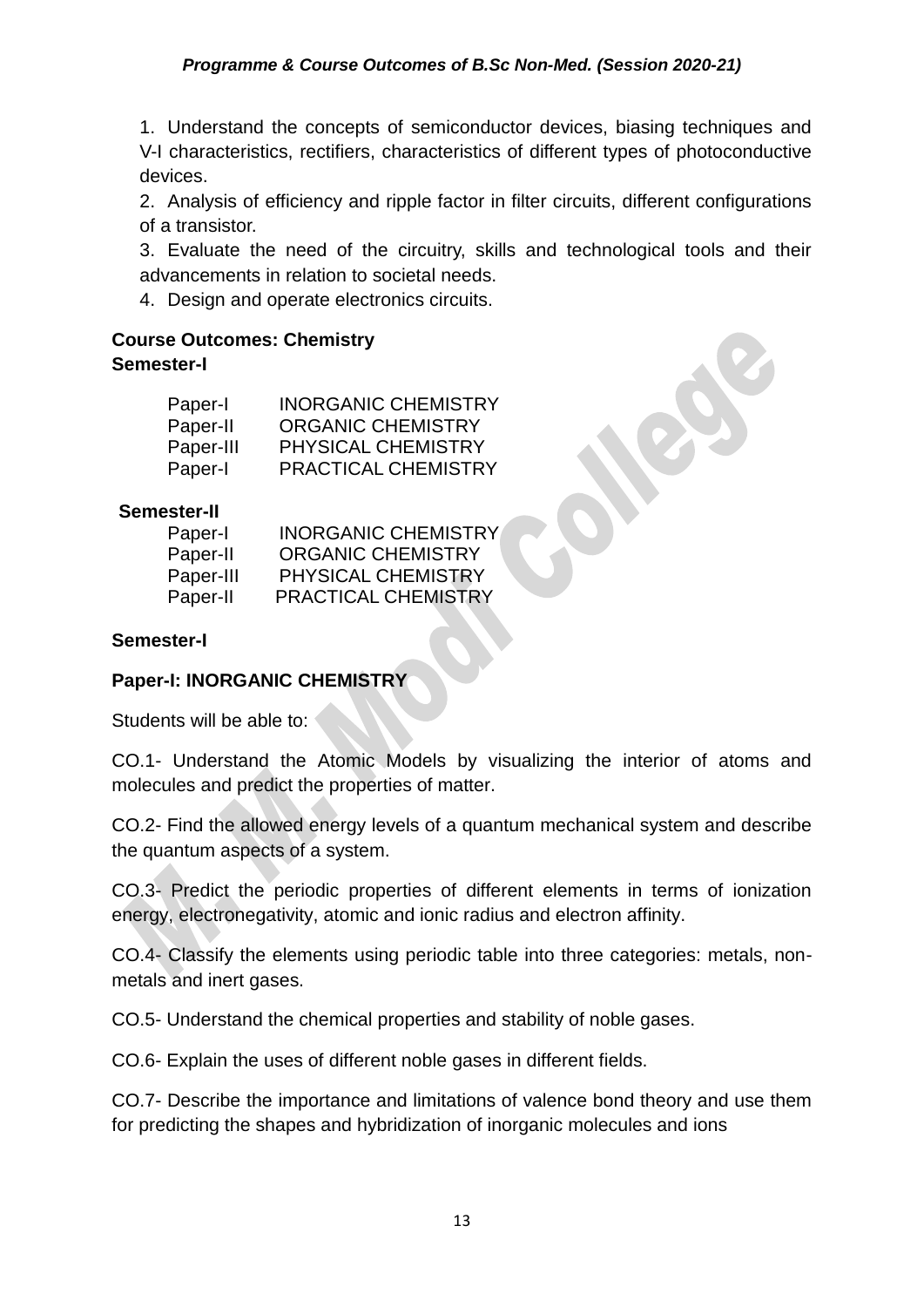1. Understand the concepts of semiconductor devices, biasing techniques and V-I characteristics, rectifiers, characteristics of different types of photoconductive devices.
2. Analysis of efficiency and ripple factor in filter circuits, different configurations of a transistor.
3. Evaluate the need of the circuitry, skills and technological tools and their advancements in relation to societal needs.
4. Design and operate electronics circuits.

**Course Outcomes: Chemistry**
**Semester-I**

| | |
|---|---|
| Paper-I | INORGANIC CHEMISTRY |
| Paper-II | ORGANIC CHEMISTRY |
| Paper-III | PHYSICAL CHEMISTRY |
| Paper-I | PRACTICAL CHEMISTRY |

**Semester-II**

| | |
|---|---|
| Paper-I | INORGANIC CHEMISTRY |
| Paper-II | ORGANIC CHEMISTRY |
| Paper-III | PHYSICAL CHEMISTRY |
| Paper-II | PRACTICAL CHEMISTRY |

**Semester-I**

**Paper-I: INORGANIC CHEMISTRY**

Students will be able to:

CO.1- Understand the Atomic Models by visualizing the interior of atoms and molecules and predict the properties of matter.

CO.2- Find the allowed energy levels of a quantum mechanical system and describe the quantum aspects of a system.

CO.3- Predict the periodic properties of different elements in terms of ionization energy, electronegativity, atomic and ionic radius and electron affinity.

CO.4- Classify the elements using periodic table into three categories: metals, non-metals and inert gases.

CO.5- Understand the chemical properties and stability of noble gases.

CO.6- Explain the uses of different noble gases in different fields.

CO.7- Describe the importance and limitations of valence bond theory and use them for predicting the shapes and hybridization of inorganic molecules and ions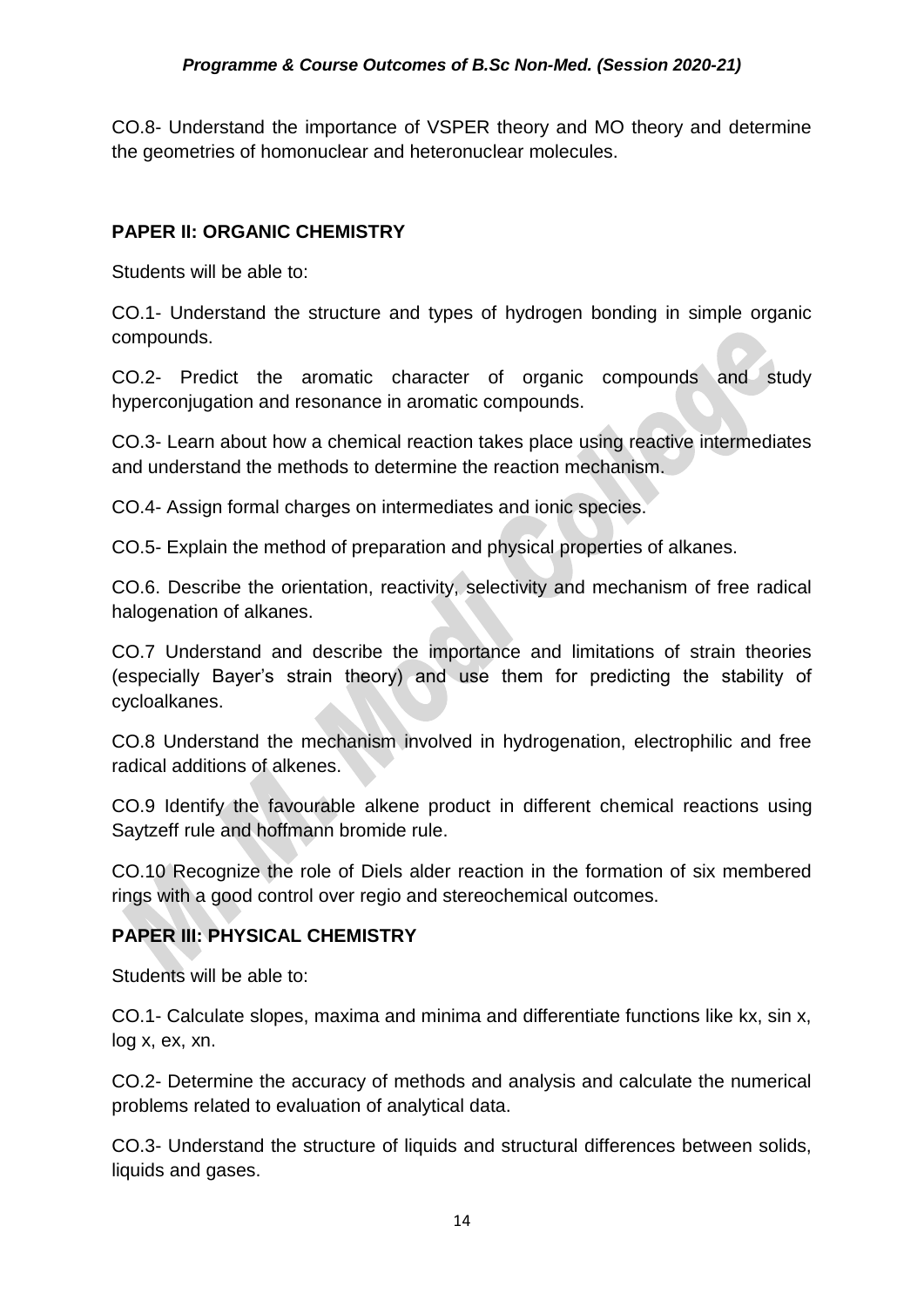CO.8- Understand the importance of VSPER theory and MO theory and determine the geometries of homonuclear and heteronuclear molecules.

**PAPER II: ORGANIC CHEMISTRY**

Students will be able to:

CO.1- Understand the structure and types of hydrogen bonding in simple organic compounds.

CO.2- Predict the aromatic character of organic compounds and study hyperconjugation and resonance in aromatic compounds.

CO.3- Learn about how a chemical reaction takes place using reactive intermediates and understand the methods to determine the reaction mechanism.

CO.4- Assign formal charges on intermediates and ionic species.

CO.5- Explain the method of preparation and physical properties of alkanes.

CO.6. Describe the orientation, reactivity, selectivity and mechanism of free radical halogenation of alkanes.

CO.7 Understand and describe the importance and limitations of strain theories (especially Bayer's strain theory) and use them for predicting the stability of cycloalkanes.

CO.8 Understand the mechanism involved in hydrogenation, electrophilic and free radical additions of alkenes.

CO.9 Identify the favourable alkene product in different chemical reactions using Saytzeff rule and hoffmann bromide rule.

CO.10 Recognize the role of Diels alder reaction in the formation of six membered rings with a good control over regio and stereochemical outcomes.

**PAPER III: PHYSICAL CHEMISTRY**

Students will be able to:

CO.1- Calculate slopes, maxima and minima and differentiate functions like kx, sin x, log x, ex, xn.

CO.2- Determine the accuracy of methods and analysis and calculate the numerical problems related to evaluation of analytical data.

CO.3- Understand the structure of liquids and structural differences between solids, liquids and gases.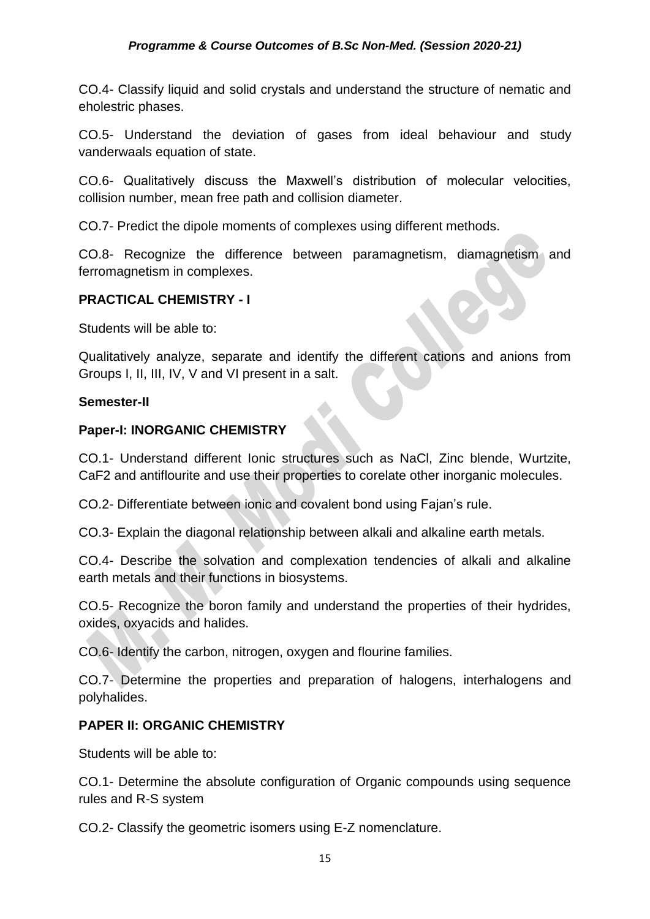CO.4- Classify liquid and solid crystals and understand the structure of nematic and eholestric phases.

CO.5- Understand the deviation of gases from ideal behaviour and study vanderwaals equation of state.

CO.6- Qualitatively discuss the Maxwell's distribution of molecular velocities, collision number, mean free path and collision diameter.

CO.7- Predict the dipole moments of complexes using different methods.

CO.8- Recognize the difference between paramagnetism, diamagnetism and ferromagnetism in complexes.

**PRACTICAL CHEMISTRY - I**

Students will be able to:

Qualitatively analyze, separate and identify the different cations and anions from Groups I, II, III, IV, V and VI present in a salt.

**Semester-II**

**Paper-I: INORGANIC CHEMISTRY**

CO.1- Understand different Ionic structures such as NaCl, Zinc blende, Wurtzite, $CaF_2$ and antiflourite and use their properties to corelate other inorganic molecules.

CO.2- Differentiate between ionic and covalent bond using Fajan's rule.

CO.3- Explain the diagonal relationship between alkali and alkaline earth metals.

CO.4- Describe the solvation and complexation tendencies of alkali and alkaline earth metals and their functions in biosystems.

CO.5- Recognize the boron family and understand the properties of their hydrides, oxides, oxyacids and halides.

CO.6- Identify the carbon, nitrogen, oxygen and flourine families.

CO.7- Determine the properties and preparation of halogens, interhalogens and polyhalides.

**PAPER II: ORGANIC CHEMISTRY**

Students will be able to:

CO.1- Determine the absolute configuration of Organic compounds using sequence rules and R-S system

CO.2- Classify the geometric isomers using E-Z nomenclature.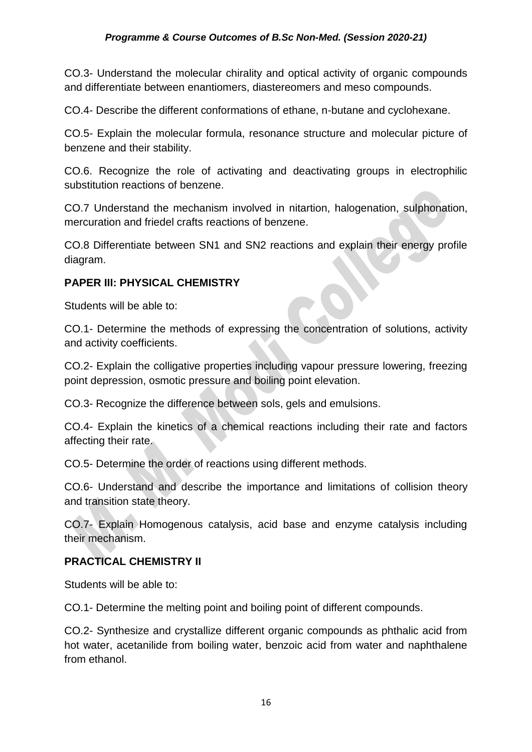CO.3- Understand the molecular chirality and optical activity of organic compounds and differentiate between enantiomers, diastereomers and meso compounds.

CO.4- Describe the different conformations of ethane, n-butane and cyclohexane.

CO.5- Explain the molecular formula, resonance structure and molecular picture of benzene and their stability.

CO.6. Recognize the role of activating and deactivating groups in electrophilic substitution reactions of benzene.

CO.7 Understand the mechanism involved in nitartion, halogenation, sulphonation, mercuration and friedel crafts reactions of benzene.

CO.8 Differentiate between SN1 and SN2 reactions and explain their energy profile diagram.

**PAPER III: PHYSICAL CHEMISTRY**

Students will be able to:

CO.1- Determine the methods of expressing the concentration of solutions, activity and activity coefficients.

CO.2- Explain the colligative properties including vapour pressure lowering, freezing point depression, osmotic pressure and boiling point elevation.

CO.3- Recognize the difference between sols, gels and emulsions.

CO.4- Explain the kinetics of a chemical reactions including their rate and factors affecting their rate.

CO.5- Determine the order of reactions using different methods.

CO.6- Understand and describe the importance and limitations of collision theory and transition state theory.

CO.7- Explain Homogenous catalysis, acid base and enzyme catalysis including their mechanism.

**PRACTICAL CHEMISTRY II**

Students will be able to:

CO.1- Determine the melting point and boiling point of different compounds.

CO.2- Synthesize and crystallize different organic compounds as phthalic acid from hot water, acetanilide from boiling water, benzoic acid from water and naphthalene from ethanol.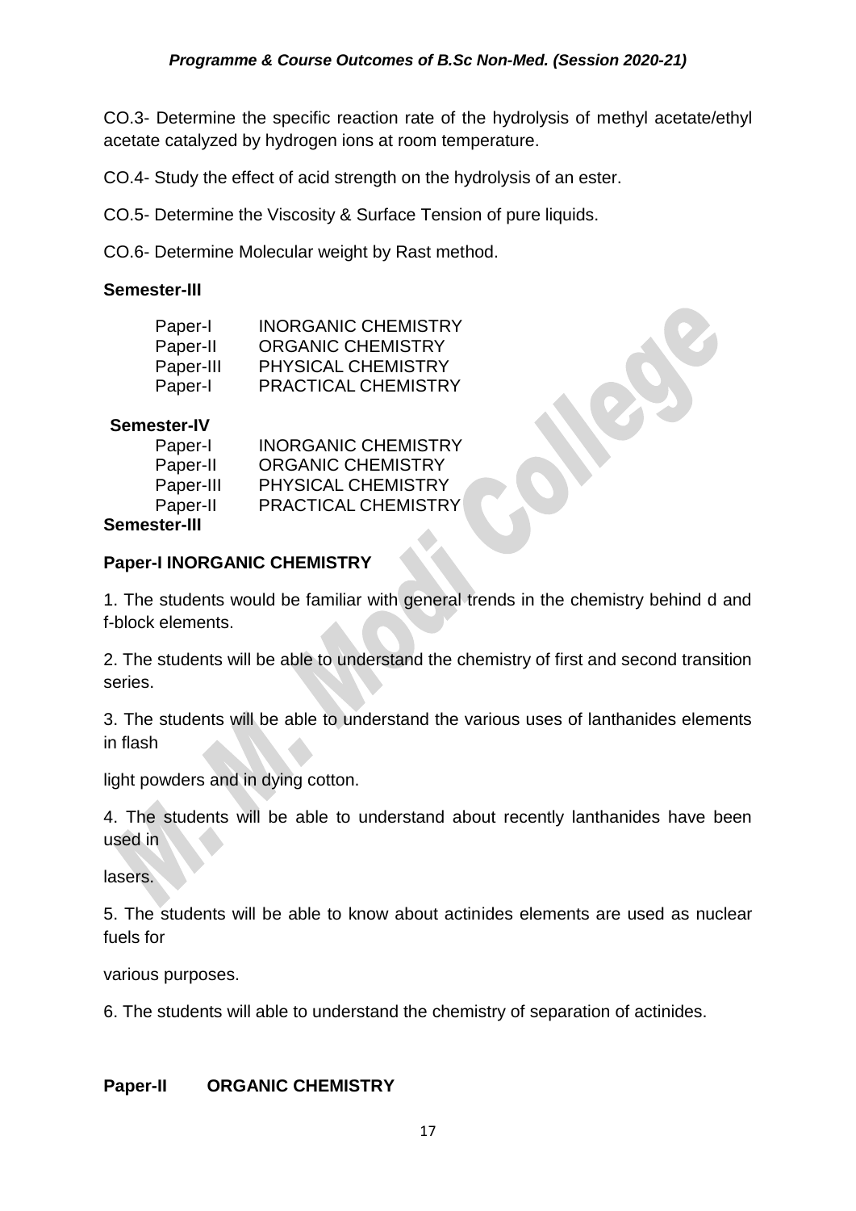CO.3- Determine the specific reaction rate of the hydrolysis of methyl acetate/ethyl acetate catalyzed by hydrogen ions at room temperature.

CO.4- Study the effect of acid strength on the hydrolysis of an ester.

CO.5- Determine the Viscosity & Surface Tension of pure liquids.

CO.6- Determine Molecular weight by Rast method.

**Semester-III**

| | |
|---|---|
| Paper-I | INORGANIC CHEMISTRY |
| Paper-II | ORGANIC CHEMISTRY |
| Paper-III | PHYSICAL CHEMISTRY |
| Paper-I | PRACTICAL CHEMISTRY |

**Semester-IV**

| | |
|---|---|
| Paper-I | INORGANIC CHEMISTRY |
| Paper-II | ORGANIC CHEMISTRY |
| Paper-III | PHYSICAL CHEMISTRY |
| Paper-II | PRACTICAL CHEMISTRY |

**Semester-III**

**Paper-I INORGANIC CHEMISTRY**

1. The students would be familiar with general trends in the chemistry behind d and f-block elements.

2. The students will be able to understand the chemistry of first and second transition series.

3. The students will be able to understand the various uses of lanthanides elements in flash

light powders and in dying cotton.

4. The students will be able to understand about recently lanthanides have been used in

lasers.

5. The students will be able to know about actinides elements are used as nuclear fuels for

various purposes.

6. The students will able to understand the chemistry of separation of actinides.

**Paper-II ORGANIC CHEMISTRY**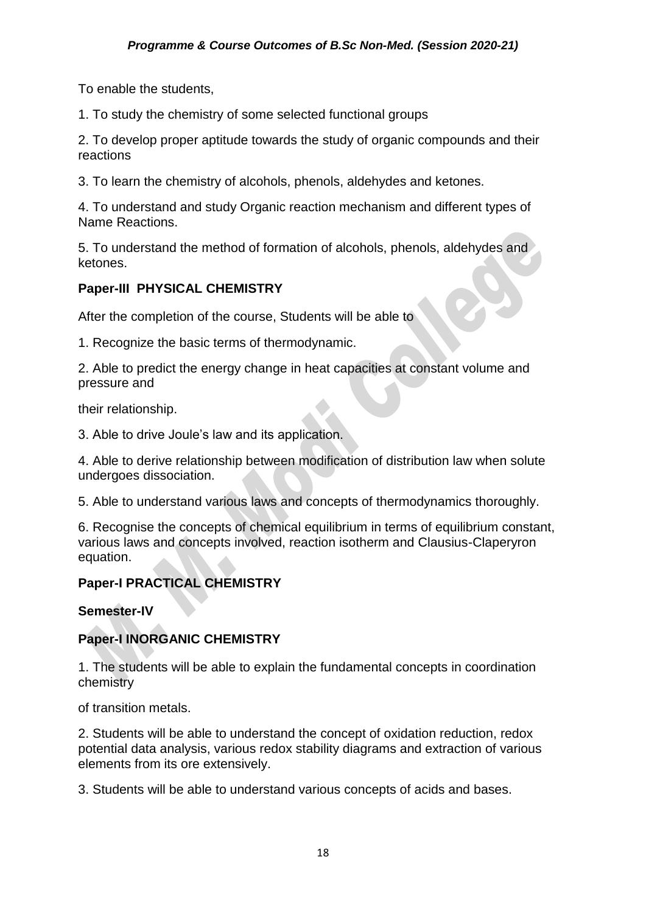To enable the students,

1. To study the chemistry of some selected functional groups

2. To develop proper aptitude towards the study of organic compounds and their reactions

3. To learn the chemistry of alcohols, phenols, aldehydes and ketones.

4. To understand and study Organic reaction mechanism and different types of Name Reactions.

5. To understand the method of formation of alcohols, phenols, aldehydes and ketones.

**Paper-III PHYSICAL CHEMISTRY**

After the completion of the course, Students will be able to

1. Recognize the basic terms of thermodynamic.

2. Able to predict the energy change in heat capacities at constant volume and pressure and

their relationship.

3. Able to drive Joule's law and its application.

4. Able to derive relationship between modification of distribution law when solute undergoes dissociation.

5. Able to understand various laws and concepts of thermodynamics thoroughly.

6. Recognise the concepts of chemical equilibrium in terms of equilibrium constant, various laws and concepts involved, reaction isotherm and Clausius-Claperyron equation.

**Paper-I PRACTICAL CHEMISTRY**

**Semester-IV**

**Paper-I INORGANIC CHEMISTRY**

1. The students will be able to explain the fundamental concepts in coordination chemistry

of transition metals.

2. Students will be able to understand the concept of oxidation reduction, redox potential data analysis, various redox stability diagrams and extraction of various elements from its ore extensively.

3. Students will be able to understand various concepts of acids and bases.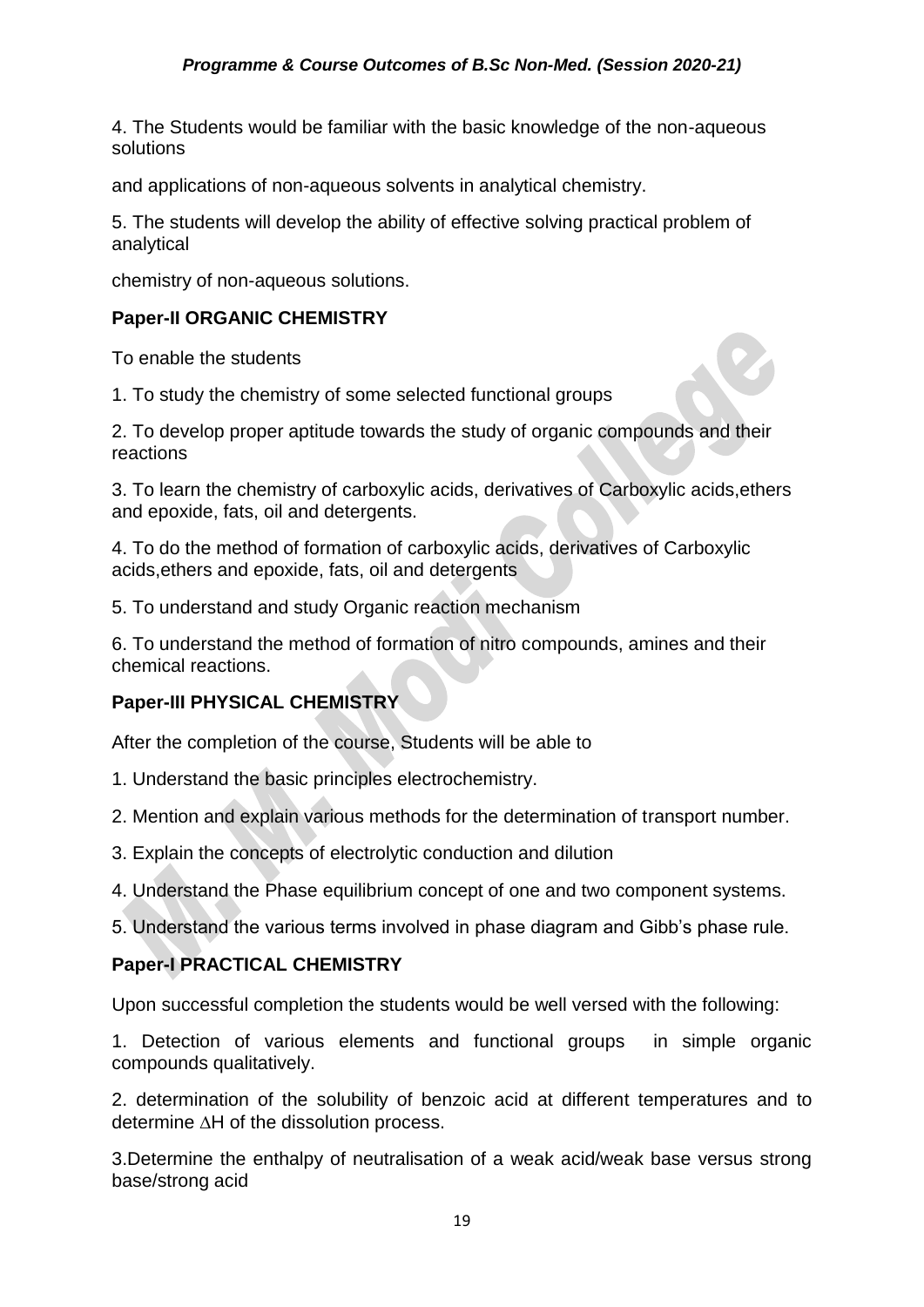4. The Students would be familiar with the basic knowledge of the non-aqueous solutions

and applications of non-aqueous solvents in analytical chemistry.

5. The students will develop the ability of effective solving practical problem of analytical

chemistry of non-aqueous solutions.

**Paper-II ORGANIC CHEMISTRY**

To enable the students

1. To study the chemistry of some selected functional groups
2. To develop proper aptitude towards the study of organic compounds and their reactions
3. To learn the chemistry of carboxylic acids, derivatives of Carboxylic acids,ethers and epoxide, fats, oil and detergents.
4. To do the method of formation of carboxylic acids, derivatives of Carboxylic acids,ethers and epoxide, fats, oil and detergents
5. To understand and study Organic reaction mechanism
6. To understand the method of formation of nitro compounds, amines and their chemical reactions.

**Paper-III PHYSICAL CHEMISTRY**

After the completion of the course, Students will be able to

1. Understand the basic principles electrochemistry.
2. Mention and explain various methods for the determination of transport number.
3. Explain the concepts of electrolytic conduction and dilution
4. Understand the Phase equilibrium concept of one and two component systems.
5. Understand the various terms involved in phase diagram and Gibb's phase rule.

**Paper-I PRACTICAL CHEMISTRY**

Upon successful completion the students would be well versed with the following:

1. Detection of various elements and functional groups in simple organic compounds qualitatively.
2. determination of the solubility of benzoic acid at different temperatures and to determine $\Delta H$ of the dissolution process.
3. Determine the enthalpy of neutralisation of a weak acid/weak base versus strong base/strong acid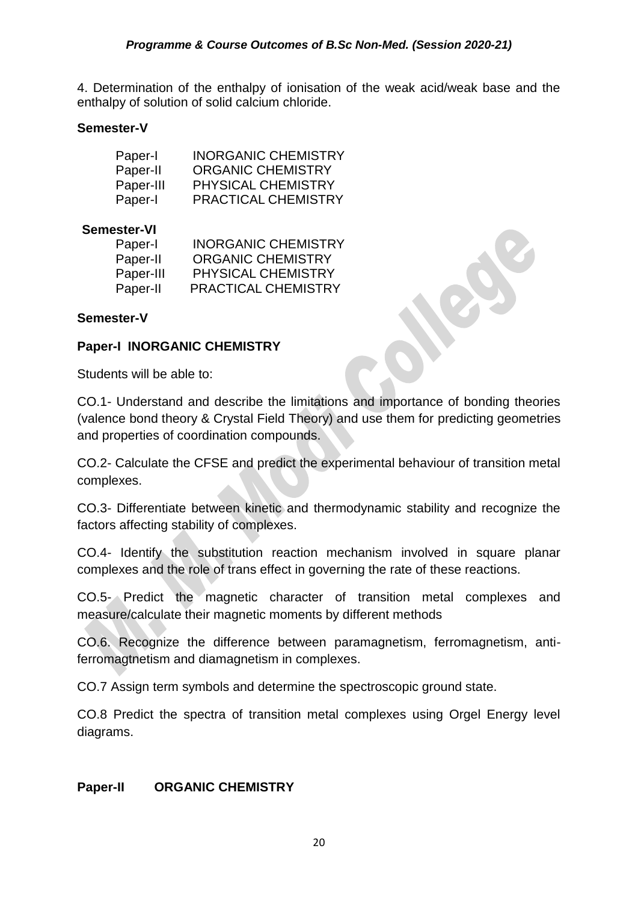4. Determination of the enthalpy of ionisation of the weak acid/weak base and the enthalpy of solution of solid calcium chloride.

**Semester-V**

| | |
|---|---|
| Paper-I | INORGANIC CHEMISTRY |
| Paper-II | ORGANIC CHEMISTRY |
| Paper-III | PHYSICAL CHEMISTRY |
| Paper-I | PRACTICAL CHEMISTRY |

**Semester-VI**

| | |
|---|---|
| Paper-I | INORGANIC CHEMISTRY |
| Paper-II | ORGANIC CHEMISTRY |
| Paper-III | PHYSICAL CHEMISTRY |
| Paper-II | PRACTICAL CHEMISTRY |

**Semester-V**

**Paper-I INORGANIC CHEMISTRY**

Students will be able to:

CO.1- Understand and describe the limitations and importance of bonding theories (valence bond theory & Crystal Field Theory) and use them for predicting geometries and properties of coordination compounds.

CO.2- Calculate the CFSE and predict the experimental behaviour of transition metal complexes.

CO.3- Differentiate between kinetic and thermodynamic stability and recognize the factors affecting stability of complexes.

CO.4- Identify the substitution reaction mechanism involved in square planar complexes and the role of trans effect in governing the rate of these reactions.

CO.5- Predict the magnetic character of transition metal complexes and measure/calculate their magnetic moments by different methods

CO.6. Recognize the difference between paramagnetism, ferromagnetism, anti-ferromagtnetism and diamagnetism in complexes.

CO.7 Assign term symbols and determine the spectroscopic ground state.

CO.8 Predict the spectra of transition metal complexes using Orgel Energy level diagrams.

**Paper-II ORGANIC CHEMISTRY**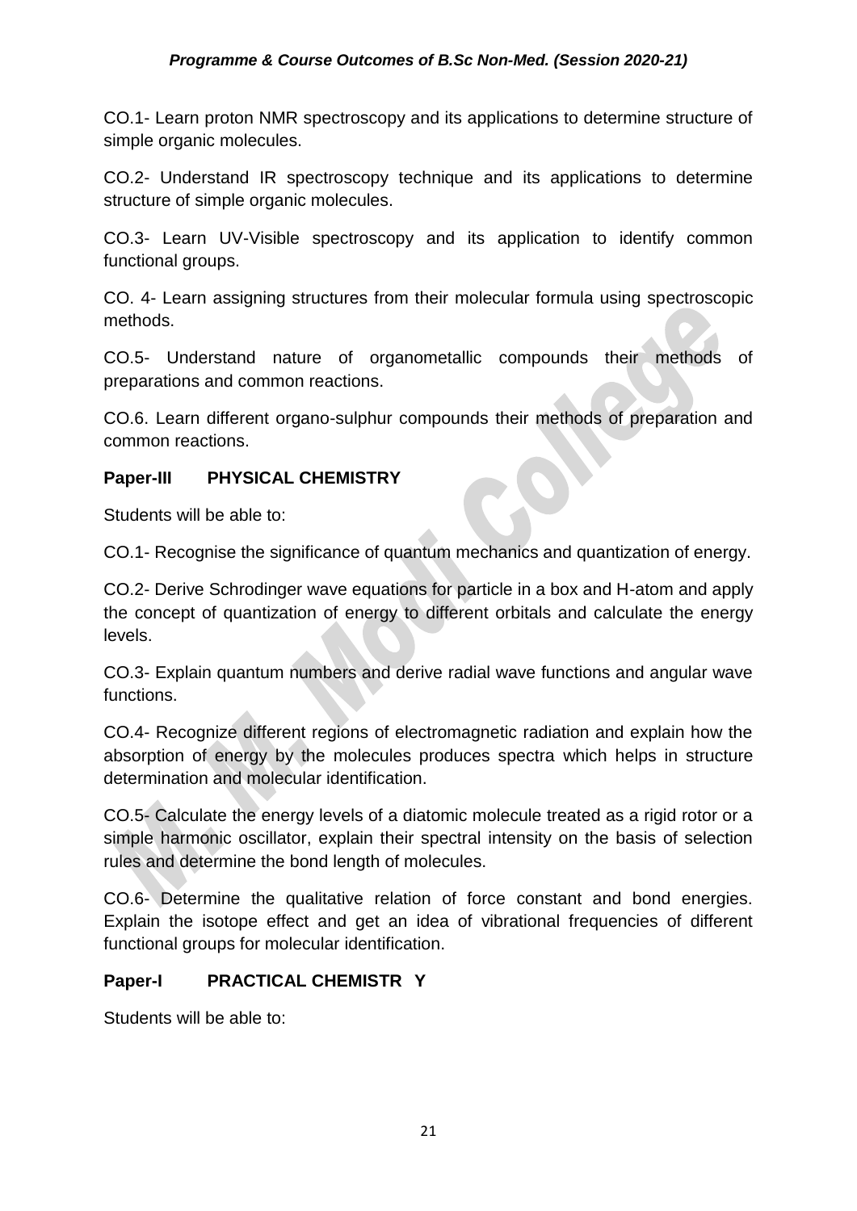CO.1- Learn proton NMR spectroscopy and its applications to determine structure of simple organic molecules.

CO.2- Understand IR spectroscopy technique and its applications to determine structure of simple organic molecules.

CO.3- Learn UV-Visible spectroscopy and its application to identify common functional groups.

CO. 4- Learn assigning structures from their molecular formula using spectroscopic methods.

CO.5- Understand nature of organometallic compounds their methods of preparations and common reactions.

CO.6. Learn different organo-sulphur compounds their methods of preparation and common reactions.

**Paper-III PHYSICAL CHEMISTRY**

Students will be able to:

CO.1- Recognise the significance of quantum mechanics and quantization of energy.

CO.2- Derive Schrodinger wave equations for particle in a box and H-atom and apply the concept of quantization of energy to different orbitals and calculate the energy levels.

CO.3- Explain quantum numbers and derive radial wave functions and angular wave functions.

CO.4- Recognize different regions of electromagnetic radiation and explain how the absorption of energy by the molecules produces spectra which helps in structure determination and molecular identification.

CO.5- Calculate the energy levels of a diatomic molecule treated as a rigid rotor or a simple harmonic oscillator, explain their spectral intensity on the basis of selection rules and determine the bond length of molecules.

CO.6- Determine the qualitative relation of force constant and bond energies. Explain the isotope effect and get an idea of vibrational frequencies of different functional groups for molecular identification.

**Paper-I PRACTICAL CHEMISTR Y**

Students will be able to: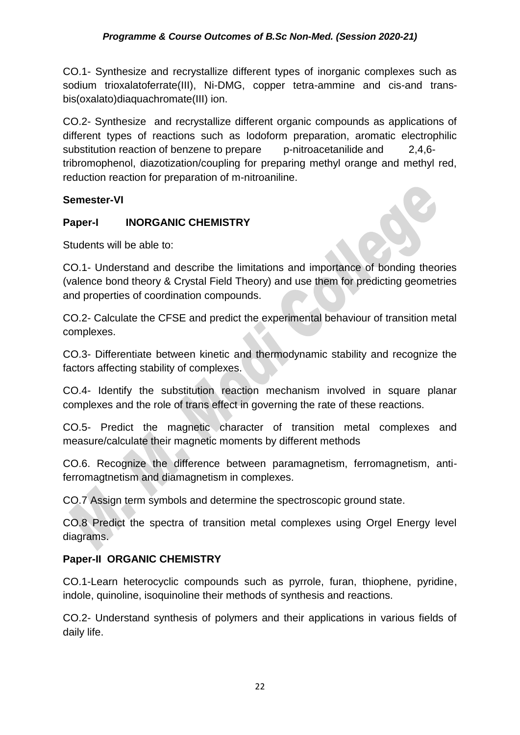CO.1- Synthesize and recrystallize different types of inorganic complexes such as sodium trioxalatoferrate(III), Ni-DMG, copper tetra-ammine and cis-and trans-bis(oxalato)diaquachromate(III) ion.

CO.2- Synthesize and recrystallize different organic compounds as applications of different types of reactions such as Iodoform preparation, aromatic electrophilic substitution reaction of benzene to prepare p-nitroacetanilide and 2,4,6-tribromophenol, diazotization/coupling for preparing methyl orange and methyl red, reduction reaction for preparation of m-nitroaniline.

**Semester-VI**

**Paper-I INORGANIC CHEMISTRY**

Students will be able to:

CO.1- Understand and describe the limitations and importance of bonding theories (valence bond theory & Crystal Field Theory) and use them for predicting geometries and properties of coordination compounds.

CO.2- Calculate the CFSE and predict the experimental behaviour of transition metal complexes.

CO.3- Differentiate between kinetic and thermodynamic stability and recognize the factors affecting stability of complexes.

CO.4- Identify the substitution reaction mechanism involved in square planar complexes and the role of trans effect in governing the rate of these reactions.

CO.5- Predict the magnetic character of transition metal complexes and measure/calculate their magnetic moments by different methods

CO.6. Recognize the difference between paramagnetism, ferromagnetism, anti-ferromagtnetism and diamagnetism in complexes.

CO.7 Assign term symbols and determine the spectroscopic ground state.

CO.8 Predict the spectra of transition metal complexes using Orgel Energy level diagrams.

**Paper-II ORGANIC CHEMISTRY**

CO.1-Learn heterocyclic compounds such as pyrrole, furan, thiophene, pyridine, indole, quinoline, isoquinoline their methods of synthesis and reactions.

CO.2- Understand synthesis of polymers and their applications in various fields of daily life.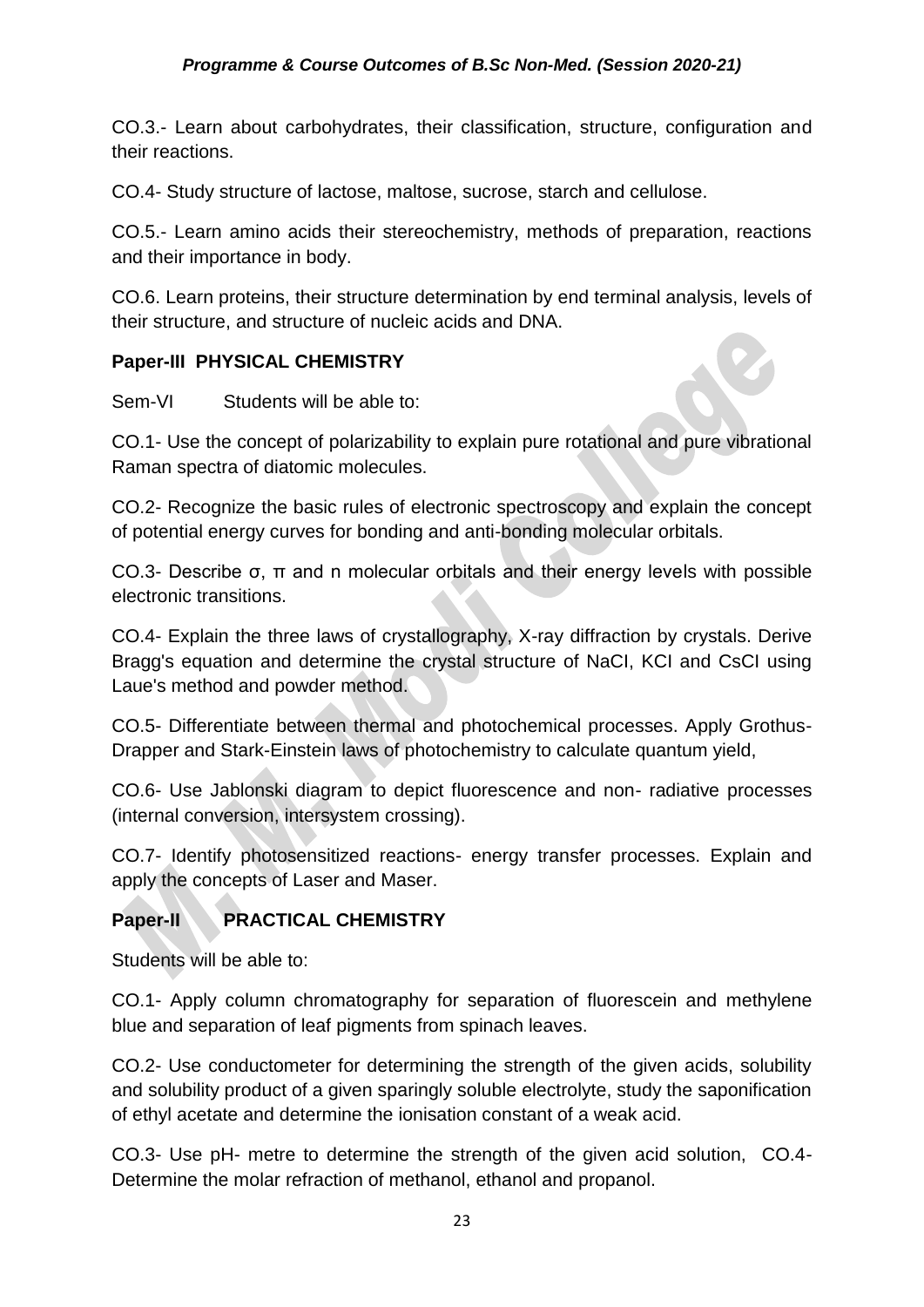CO.3.- Learn about carbohydrates, their classification, structure, configuration and their reactions.

CO.4- Study structure of lactose, maltose, sucrose, starch and cellulose.

CO.5.- Learn amino acids their stereochemistry, methods of preparation, reactions and their importance in body.

CO.6. Learn proteins, their structure determination by end terminal analysis, levels of their structure, and structure of nucleic acids and DNA.

**Paper-III PHYSICAL CHEMISTRY**

Sem-VI Students will be able to:

CO.1- Use the concept of polarizability to explain pure rotational and pure vibrational Raman spectra of diatomic molecules.

CO.2- Recognize the basic rules of electronic spectroscopy and explain the concept of potential energy curves for bonding and anti-bonding molecular orbitals.

CO.3- Describe σ, π and n molecular orbitals and their energy levels with possible electronic transitions.

CO.4- Explain the three laws of crystallography, X-ray diffraction by crystals. Derive Bragg's equation and determine the crystal structure of NaCI, KCI and CsCI using Laue's method and powder method.

CO.5- Differentiate between thermal and photochemical processes. Apply Grothus-Drapper and Stark-Einstein laws of photochemistry to calculate quantum yield,

CO.6- Use Jablonski diagram to depict fluorescence and non- radiative processes (internal conversion, intersystem crossing).

CO.7- Identify photosensitized reactions- energy transfer processes. Explain and apply the concepts of Laser and Maser.

**Paper-II PRACTICAL CHEMISTRY**

Students will be able to:

CO.1- Apply column chromatography for separation of fluorescein and methylene blue and separation of leaf pigments from spinach leaves.

CO.2- Use conductometer for determining the strength of the given acids, solubility and solubility product of a given sparingly soluble electrolyte, study the saponification of ethyl acetate and determine the ionisation constant of a weak acid.

CO.3- Use pH- metre to determine the strength of the given acid solution, CO.4- Determine the molar refraction of methanol, ethanol and propanol.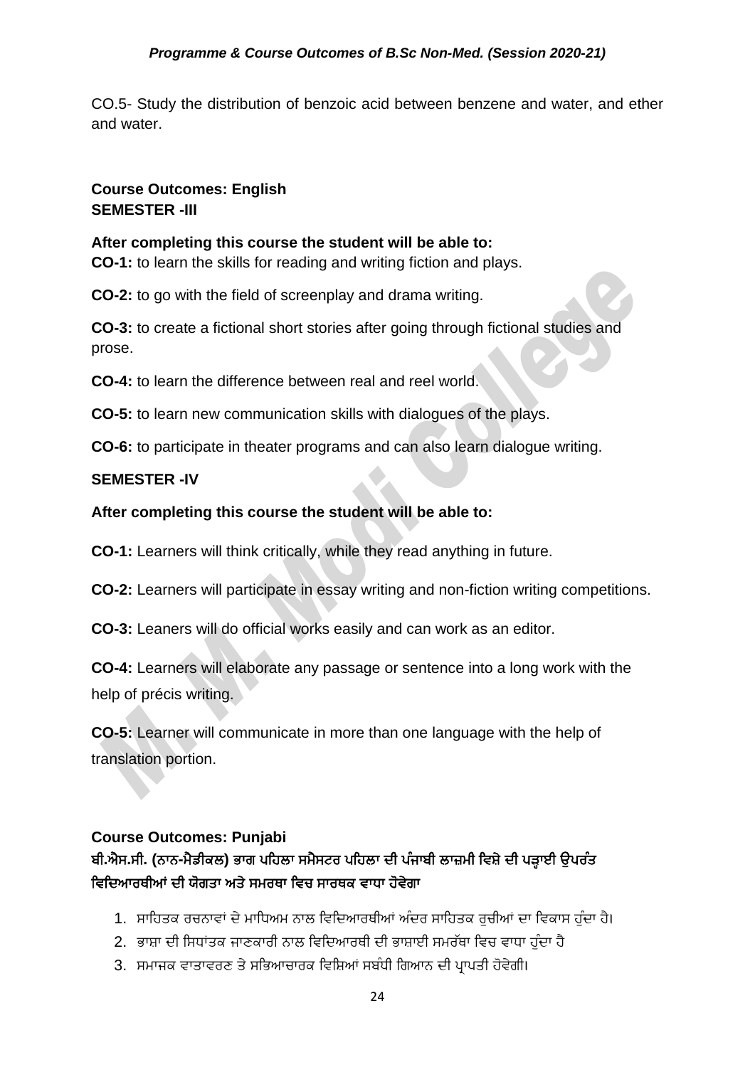CO.5- Study the distribution of benzoic acid between benzene and water, and ether and water.

**Course Outcomes: English**
**SEMESTER -III**

**After completing this course the student will be able to:**
**CO-1:** to learn the skills for reading and writing fiction and plays.

**CO-2:** to go with the field of screenplay and drama writing.

**CO-3:** to create a fictional short stories after going through fictional studies and prose.

**CO-4:** to learn the difference between real and reel world.

**CO-5:** to learn new communication skills with dialogues of the plays.

**CO-6:** to participate in theater programs and can also learn dialogue writing.

**SEMESTER -IV**

**After completing this course the student will be able to:**

**CO-1:** Learners will think critically, while they read anything in future.

**CO-2:** Learners will participate in essay writing and non-fiction writing competitions.

**CO-3:** Leaners will do official works easily and can work as an editor.

**CO-4:** Learners will elaborate any passage or sentence into a long work with the help of précis writing.

**CO-5:** Learner will communicate in more than one language with the help of translation portion.

**Course Outcomes: Punjabi**
**ਬੀ.ਐਸ.ਸੀ. (ਨਾਨ-ਮੈਡੀਕਲ) ਭਾਗ ਪਹਿਲਾ ਸਮੈਸਟਰ ਪਹਿਲਾ ਦੀ ਪੰਜਾਬੀ ਲਾਜ਼ਮੀ ਵਿਸ਼ੇ ਦੀ ਪੜ੍ਹਾਈ ਉਪਰੰਤ ਵਿਦਿਆਰਥੀਆਂ ਦੀ ਯੋਗਤਾ ਅਤੇ ਸਮਰਥਾ ਵਿਚ ਸਾਰਥਕ ਵਾਧਾ ਹੋਵੇਗਾ**

1. ਸਾਹਿਤਕ ਰਚਨਾਵਾਂ ਦੇ ਮਾਧਿਅਮ ਨਾਲ ਵਿਦਿਆਰਥੀਆਂ ਅੰਦਰ ਸਾਹਿਤਕ ਰੁਚੀਆਂ ਦਾ ਵਿਕਾਸ ਹੁੰਦਾ ਹੈ।
2. ਭਾਸ਼ਾ ਦੀ ਸਿਧਾਂਤਕ ਜਾਣਕਾਰੀ ਨਾਲ ਵਿਦਿਆਰਥੀ ਦੀ ਭਾਸ਼ਾਈ ਸਮਰੱਥਾ ਵਿਚ ਵਾਧਾ ਹੁੰਦਾ ਹੈ
3. ਸਮਾਜਕ ਵਾਤਾਵਰਣ ਤੇ ਸਭਿਆਚਾਰਕ ਵਿਸ਼ਿਆਂ ਸਬੰਧੀ ਗਿਆਨ ਦੀ ਪ੍ਰਾਪਤੀ ਹੋਵੇਗੀ।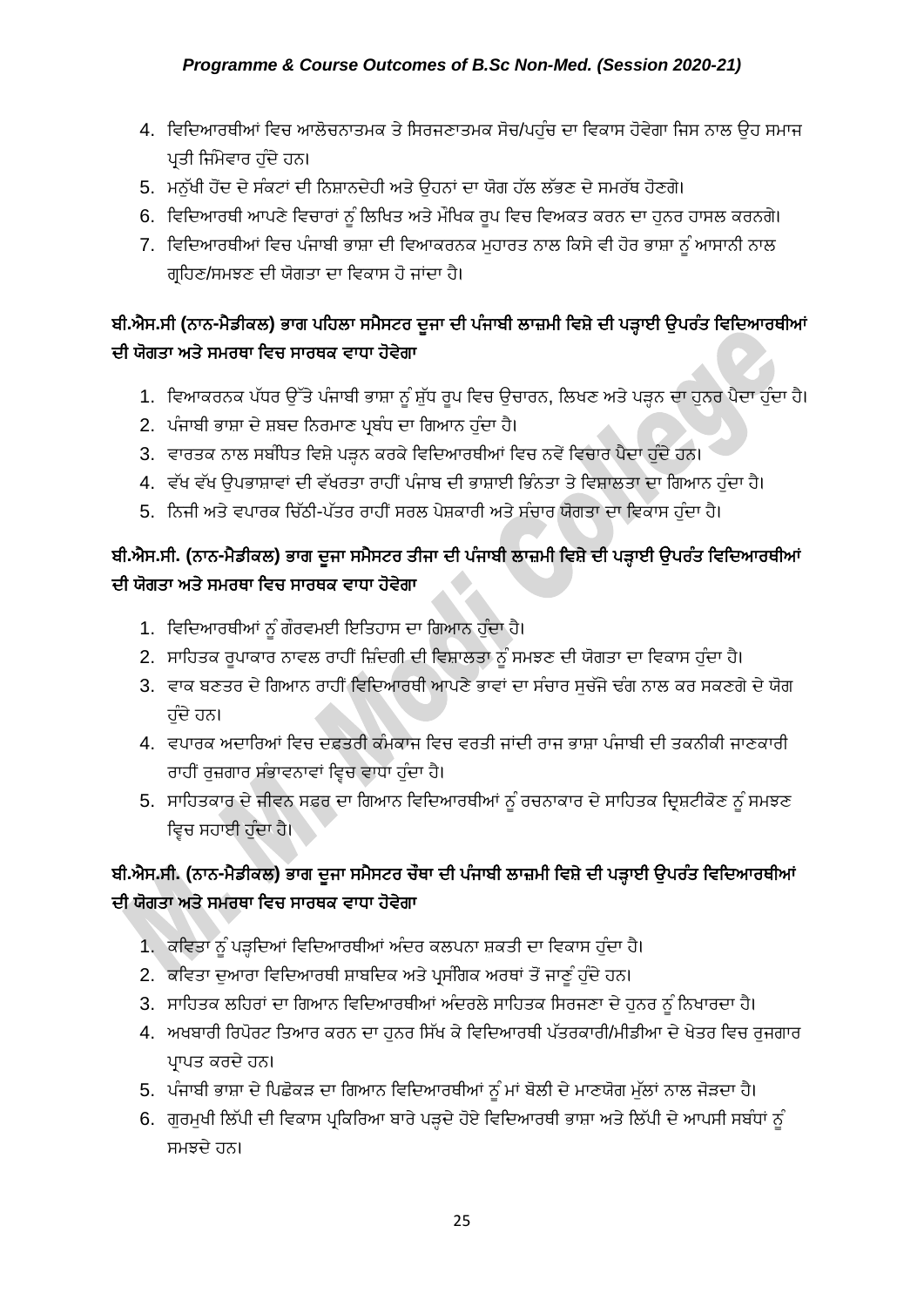4. ਵਿਦਿਆਰਥੀਆਂ ਵਿਚ ਆਲੋਚਨਾਤਮਕ ਤੇ ਸਿਰਜਣਾਤਮਕ ਸੋਚ/ਪਹੁੰਚ ਦਾ ਵਿਕਾਸ ਹੋਵੇਗਾ ਜਿਸ ਨਾਲ ਉਹ ਸਮਾਜ ਪ੍ਰਤੀ ਜਿੰਮੇਵਾਰ ਹੁੰਦੇ ਹਨ।
5. ਮਨੁੱਖੀ ਹੋਂਦ ਦੇ ਸੰਕਟਾਂ ਦੀ ਨਿਸ਼ਾਨਦੇਹੀ ਅਤੇ ਉਹਨਾਂ ਦਾ ਯੋਗ ਹੱਲ ਲੱਭਣ ਦੇ ਸਮਰੱਥ ਹੋਣਗੇ।
6. ਵਿਦਿਆਰਥੀ ਆਪਣੇ ਵਿਚਾਰਾਂ ਨੂੰ ਲਿਖਿਤ ਅਤੇ ਮੌਖਿਕ ਰੂਪ ਵਿਚ ਵਿਅਕਤ ਕਰਨ ਦਾ ਹੁਨਰ ਹਾਸਲ ਕਰਨਗੇ।
7. ਵਿਦਿਆਰਥੀਆਂ ਵਿਚ ਪੰਜਾਬੀ ਭਾਸ਼ਾ ਦੀ ਵਿਆਕਰਨਕ ਮੁਹਾਰਤ ਨਾਲ ਕਿਸੇ ਵੀ ਹੋਰ ਭਾਸ਼ਾ ਨੂੰ ਆਸਾਨੀ ਨਾਲ ਗ੍ਰਹਿਣ/ਸਮਝਣ ਦੀ ਯੋਗਤਾ ਦਾ ਵਿਕਾਸ ਹੋ ਜਾਂਦਾ ਹੈ।

### ਬੀ.ਐਸ.ਸੀ (ਨਾਨ-ਮੈਡੀਕਲ) ਭਾਗ ਪਹਿਲਾ ਸਮੈਸਟਰ ਦੂਜਾ ਦੀ ਪੰਜਾਬੀ ਲਾਜ਼ਮੀ ਵਿਸ਼ੇ ਦੀ ਪੜ੍ਹਾਈ ਉਪਰੰਤ ਵਿਦਿਆਰਥੀਆਂ ਦੀ ਯੋਗਤਾ ਅਤੇ ਸਮਰਥਾ ਵਿਚ ਸਾਰਥਕ ਵਾਧਾ ਹੋਵੇਗਾ

1. ਵਿਆਕਰਨਕ ਪੱਧਰ ਉੱਤੇ ਪੰਜਾਬੀ ਭਾਸ਼ਾ ਨੂੰ ਸ਼ੁੱਧ ਰੂਪ ਵਿਚ ਉਚਾਰਨ, ਲਿਖਣ ਅਤੇ ਪੜ੍ਹਨ ਦਾ ਹੁਨਰ ਪੈਦਾ ਹੁੰਦਾ ਹੈ।
2. ਪੰਜਾਬੀ ਭਾਸ਼ਾ ਦੇ ਸ਼ਬਦ ਨਿਰਮਾਣ ਪ੍ਰਬੰਧ ਦਾ ਗਿਆਨ ਹੁੰਦਾ ਹੈ।
3. ਵਾਰਤਕ ਨਾਲ ਸਬੰਧਿਤ ਵਿਸ਼ੇ ਪੜ੍ਹਨ ਕਰਕੇ ਵਿਦਿਆਰਥੀਆਂ ਵਿਚ ਨਵੇਂ ਵਿਚਾਰ ਪੈਦਾ ਹੁੰਦੇ ਹਨ।
4. ਵੱਖ ਵੱਖ ਉਪਭਾਸ਼ਾਵਾਂ ਦੀ ਵੱਖਰਤਾ ਰਾਹੀਂ ਪੰਜਾਬ ਦੀ ਭਾਸ਼ਾਈ ਭਿੰਨਤਾ ਤੇ ਵਿਸ਼ਾਲਤਾ ਦਾ ਗਿਆਨ ਹੁੰਦਾ ਹੈ।
5. ਨਿਜੀ ਅਤੇ ਵਪਾਰਕ ਚਿੱਠੀ-ਪੱਤਰ ਰਾਹੀਂ ਸਰਲ ਪੇਸ਼ਕਾਰੀ ਅਤੇ ਸੰਚਾਰ ਯੋਗਤਾ ਦਾ ਵਿਕਾਸ ਹੁੰਦਾ ਹੈ।

### ਬੀ.ਐਸ.ਸੀ. (ਨਾਨ-ਮੈਡੀਕਲ) ਭਾਗ ਦੂਜਾ ਸਮੈਸਟਰ ਤੀਜਾ ਦੀ ਪੰਜਾਬੀ ਲਾਜ਼ਮੀ ਵਿਸ਼ੇ ਦੀ ਪੜ੍ਹਾਈ ਉਪਰੰਤ ਵਿਦਿਆਰਥੀਆਂ ਦੀ ਯੋਗਤਾ ਅਤੇ ਸਮਰਥਾ ਵਿਚ ਸਾਰਥਕ ਵਾਧਾ ਹੋਵੇਗਾ

1. ਵਿਦਿਆਰਥੀਆਂ ਨੂੰ ਗੌਰਵਮਈ ਇਤਿਹਾਸ ਦਾ ਗਿਆਨ ਹੁੰਦਾ ਹੈ।
2. ਸਾਹਿਤਕ ਰੂਪਾਕਾਰ ਨਾਵਲ ਰਾਹੀਂ ਜ਼ਿੰਦਗੀ ਦੀ ਵਿਸ਼ਾਲਤਾ ਨੂੰ ਸਮਝਣ ਦੀ ਯੋਗਤਾ ਦਾ ਵਿਕਾਸ ਹੁੰਦਾ ਹੈ।
3. ਵਾਕ ਬਣਤਰ ਦੇ ਗਿਆਨ ਰਾਹੀਂ ਵਿਦਿਆਰਥੀ ਆਪਣੇ ਭਾਵਾਂ ਦਾ ਸੰਚਾਰ ਸੁਚੱਜੇ ਢੰਗ ਨਾਲ ਕਰ ਸਕਣਗੇ ਦੇ ਯੋਗ ਹੁੰਦੇ ਹਨ।
4. ਵਪਾਰਕ ਅਦਾਰਿਆਂ ਵਿਚ ਦਫਤਰੀ ਕੰਮਕਾਜ ਵਿਚ ਵਰਤੀ ਜਾਂਦੀ ਰਾਜ ਭਾਸ਼ਾ ਪੰਜਾਬੀ ਦੀ ਤਕਨੀਕੀ ਜਾਣਕਾਰੀ ਰਾਹੀਂ ਰੁਜ਼ਗਾਰ ਸੰਭਾਵਨਾਵਾਂ ਵ੍ਰਿਚ ਵਾਧਾ ਹੁੰਦਾ ਹੈ।
5. ਸਾਹਿਤਕਾਰ ਦੇ ਜੀਵਨ ਸਫ਼ਰ ਦਾ ਗਿਆਨ ਵਿਦਿਆਰਥੀਆਂ ਨੂੰ ਰਚਨਾਕਾਰ ਦੇ ਸਾਹਿਤਕ ਦ੍ਰਿਸ਼ਟੀਕੋਣ ਨੂੰ ਸਮਝਣ ਵ੍ਰਿਚ ਸਹਾਈ ਹੁੰਦਾ ਹੈ।

### ਬੀ.ਐਸ.ਸੀ. (ਨਾਨ-ਮੈਡੀਕਲ) ਭਾਗ ਦੂਜਾ ਸਮੈਸਟਰ ਚੌਥਾ ਦੀ ਪੰਜਾਬੀ ਲਾਜ਼ਮੀ ਵਿਸ਼ੇ ਦੀ ਪੜ੍ਹਾਈ ਉਪਰੰਤ ਵਿਦਿਆਰਥੀਆਂ ਦੀ ਯੋਗਤਾ ਅਤੇ ਸਮਰਥਾ ਵਿਚ ਸਾਰਥਕ ਵਾਧਾ ਹੋਵੇਗਾ

1. ਕਵਿਤਾ ਨੂੰ ਪੜ੍ਹਦਿਆਂ ਵਿਦਿਆਰਥੀਆਂ ਅੰਦਰ ਕਲਪਨਾ ਸ਼ਕਤੀ ਦਾ ਵਿਕਾਸ ਹੁੰਦਾ ਹੈ।
2. ਕਵਿਤਾ ਦੁਆਰਾ ਵਿਦਿਆਰਥੀ ਸ਼ਾਬਦਿਕ ਅਤੇ ਪ੍ਰਸੰਗਿਕ ਅਰਥਾਂ ਤੋਂ ਜਾਣੂੰ ਹੁੰਦੇ ਹਨ।
3. ਸਾਹਿਤਕ ਲਹਿਰਾਂ ਦਾ ਗਿਆਨ ਵਿਦਿਆਰਥੀਆਂ ਅੰਦਰਲੇ ਸਾਹਿਤਕ ਸਿਰਜਣਾ ਦੇ ਹੁਨਰ ਨੂੰ ਨਿਖਾਰਦਾ ਹੈ।
4. ਅਖਬਾਰੀ ਰਿਪੋਰਟ ਤਿਆਰ ਕਰਨ ਦਾ ਹੁਨਰ ਸਿੱਖ ਕੇ ਵਿਦਿਆਰਥੀ ਪੱਤਰਕਾਰੀ/ਮੀਡੀਆ ਦੇ ਖੇਤਰ ਵਿਚ ਰੁਜਗਾਰ ਪ੍ਰਾਪਤ ਕਰਦੇ ਹਨ।
5. ਪੰਜਾਬੀ ਭਾਸ਼ਾ ਦੇ ਪਿਛੋਕੜ ਦਾ ਗਿਆਨ ਵਿਦਿਆਰਥੀਆਂ ਨੂੰ ਮਾਂ ਬੋਲੀ ਦੇ ਮਾਣਯੋਗ ਮੁੱਲਾਂ ਨਾਲ ਜੋੜਦਾ ਹੈ।
6. ਗੁਰਮੁਖੀ ਲਿੱਪੀ ਦੀ ਵਿਕਾਸ ਪ੍ਰਕਿਰਿਆ ਬਾਰੇ ਪੜ੍ਹਦੇ ਹੋਏ ਵਿਦਿਆਰਥੀ ਭਾਸ਼ਾ ਅਤੇ ਲਿੱਪੀ ਦੇ ਆਪਸੀ ਸਬੰਧਾਂ ਨੂੰ ਸਮਝਦੇ ਹਨ।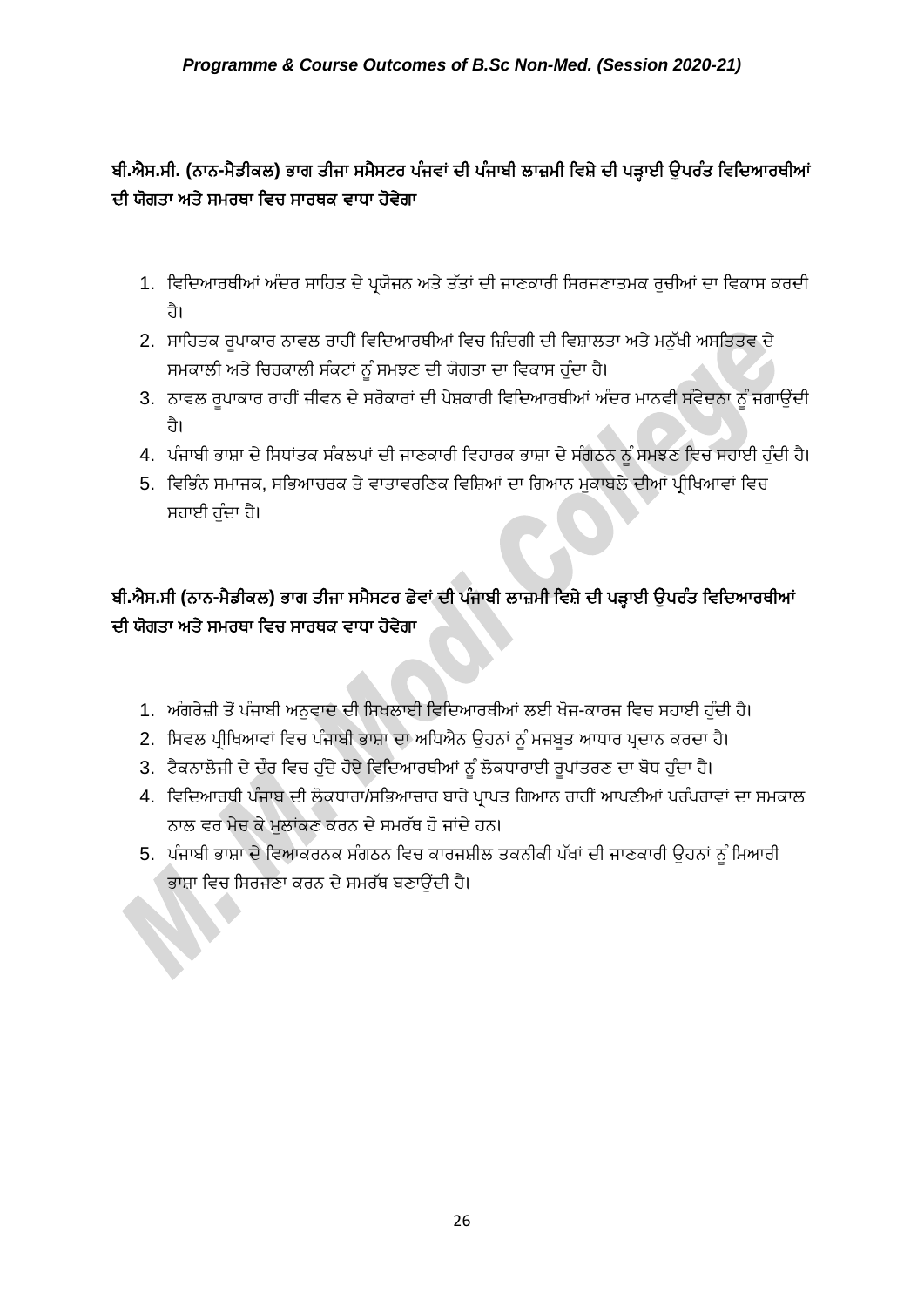**ਬੀ.ਐਸ.ਸੀ. (ਨਾਨ-ਮੈਡੀਕਲ) ਭਾਗ ਤੀਜਾ ਸਮੈਸਟਰ ਪੰਜਵਾਂ ਦੀ ਪੰਜਾਬੀ ਲਾਜ਼ਮੀ ਵਿਸ਼ੇ ਦੀ ਪੜ੍ਹਾਈ ਉਪਰੰਤ ਵਿਦਿਆਰਥੀਆਂ ਦੀ ਯੋਗਤਾ ਅਤੇ ਸਮਰਥਾ ਵਿਚ ਸਾਰਥਕ ਵਾਧਾ ਹੋਵੇਗਾ**

1. ਵਿਦਿਆਰਥੀਆਂ ਅੰਦਰ ਸਾਹਿਤ ਦੇ ਪ੍ਰਯੋਜਨ ਅਤੇ ਤੱਤਾਂ ਦੀ ਜਾਣਕਾਰੀ ਸਿਰਜਣਾਤਮਕ ਰੁਚੀਆਂ ਦਾ ਵਿਕਾਸ ਕਰਦੀ ਹੈ।
2. ਸਾਹਿਤਕ ਰੂਪਾਕਾਰ ਨਾਵਲ ਰਾਹੀਂ ਵਿਦਿਆਰਥੀਆਂ ਵਿਚ ਜ਼ਿੰਦਗੀ ਦੀ ਵਿਸ਼ਾਲਤਾ ਅਤੇ ਮਨੁੱਖੀ ਅਸਤਿਤਵ ਦੇ ਸਮਕਾਲੀ ਅਤੇ ਚਿਰਕਾਲੀ ਸੰਕਟਾਂ ਨੂੰ ਸਮਝਣ ਦੀ ਯੋਗਤਾ ਦਾ ਵਿਕਾਸ ਹੁੰਦਾ ਹੈ।
3. ਨਾਵਲ ਰੂਪਾਕਾਰ ਰਾਹੀਂ ਜੀਵਨ ਦੇ ਸਰੋਕਾਰਾਂ ਦੀ ਪੇਸ਼ਕਾਰੀ ਵਿਦਿਆਰਥੀਆਂ ਅੰਦਰ ਮਾਨਵੀ ਸੰਵੇਦਨਾ ਨੂੰ ਜਗਾਉਂਦੀ ਹੈ।
4. ਪੰਜਾਬੀ ਭਾਸ਼ਾ ਦੇ ਸਿਧਾਂਤਕ ਸੰਕਲਪਾਂ ਦੀ ਜਾਣਕਾਰੀ ਵਿਹਾਰਕ ਭਾਸ਼ਾ ਦੇ ਸੰਗਠਨ ਨੂੰ ਸਮਝਣ ਵਿਚ ਸਹਾਈ ਹੁੰਦੀ ਹੈ।
5. ਵਿਭਿੰਨ ਸਮਾਜਕ, ਸਭਿਆਚਰਕ ਤੇ ਵਾਤਾਵਰਣਿਕ ਵਿਸ਼ਿਆਂ ਦਾ ਗਿਆਨ ਮੁਕਾਬਲੇ ਦੀਆਂ ਪ੍ਰੀਖਿਆਵਾਂ ਵਿਚ ਸਹਾਈ ਹੁੰਦਾ ਹੈ।

**ਬੀ.ਐਸ.ਸੀ (ਨਾਨ-ਮੈਡੀਕਲ) ਭਾਗ ਤੀਜਾ ਸਮੈਸਟਰ ਛੇਵਾਂ ਦੀ ਪੰਜਾਬੀ ਲਾਜ਼ਮੀ ਵਿਸ਼ੇ ਦੀ ਪੜ੍ਹਾਈ ਉਪਰੰਤ ਵਿਦਿਆਰਥੀਆਂ ਦੀ ਯੋਗਤਾ ਅਤੇ ਸਮਰਥਾ ਵਿਚ ਸਾਰਥਕ ਵਾਧਾ ਹੋਵੇਗਾ**

1. ਅੰਗਰੇਜ਼ੀ ਤੋਂ ਪੰਜਾਬੀ ਅਨੁਵਾਦ ਦੀ ਸਿਖਲਾਈ ਵਿਦਿਆਰਥੀਆਂ ਲਈ ਖੋਜ-ਕਾਰਜ ਵਿਚ ਸਹਾਈ ਹੁੰਦੀ ਹੈ।
2. ਸਿਵਲ ਪ੍ਰੀਖਿਆਵਾਂ ਵਿਚ ਪੰਜਾਬੀ ਭਾਸ਼ਾ ਦਾ ਅਧਿਐਨ ਉਹਨਾਂ ਨੂੰ ਮਜਬੂਤ ਆਧਾਰ ਪ੍ਰਦਾਨ ਕਰਦਾ ਹੈ।
3. ਟੈਕਨਾਲੋਜੀ ਦੇ ਦੌਰ ਵਿਚ ਹੁੰਦੇ ਹੋਏ ਵਿਦਿਆਰਥੀਆਂ ਨੂੰ ਲੋਕਧਾਰਾਈ ਰੂਪਾਂਤਰਣ ਦਾ ਬੋਧ ਹੁੰਦਾ ਹੈ।
4. ਵਿਦਿਆਰਥੀ ਪੰਜਾਬ ਦੀ ਲੋਕਧਾਰਾ/ਸਭਿਆਚਾਰ ਬਾਰੇ ਪ੍ਰਾਪਤ ਗਿਆਨ ਰਾਹੀਂ ਆਪਣੀਆਂ ਪਰੰਪਰਾਵਾਂ ਦਾ ਸਮਕਾਲ ਨਾਲ ਵਰ ਮੇਚ ਕੇ ਮੁਲਾਂਕਣ ਕਰਨ ਦੇ ਸਮਰੱਥ ਹੋ ਜਾਂਦੇ ਹਨ।
5. ਪੰਜਾਬੀ ਭਾਸ਼ਾ ਦੇ ਵਿਆਕਰਨਕ ਸੰਗਠਨ ਵਿਚ ਕਾਰਜਸ਼ੀਲ ਤਕਨੀਕੀ ਪੱਖਾਂ ਦੀ ਜਾਣਕਾਰੀ ਉਹਨਾਂ ਨੂੰ ਮਿਆਰੀ ਭਾਸ਼ਾ ਵਿਚ ਸਿਰਜਣਾ ਕਰਨ ਦੇ ਸਮਰੱਥ ਬਣਾਉਂਦੀ ਹੈ।